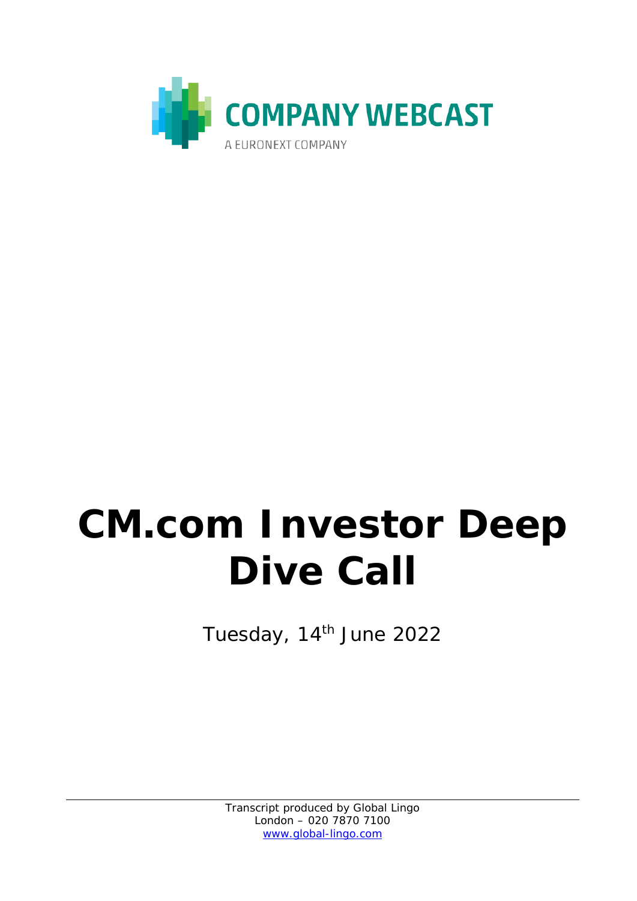COMPANY WEBCAST

A EURONEXT COMPANY

# CM.com Investor Deep Dive Call

Tuesday, 14th June 2022

Transcript produced by Global Lingo
London – 020 7870 7100
www.global-lingo.com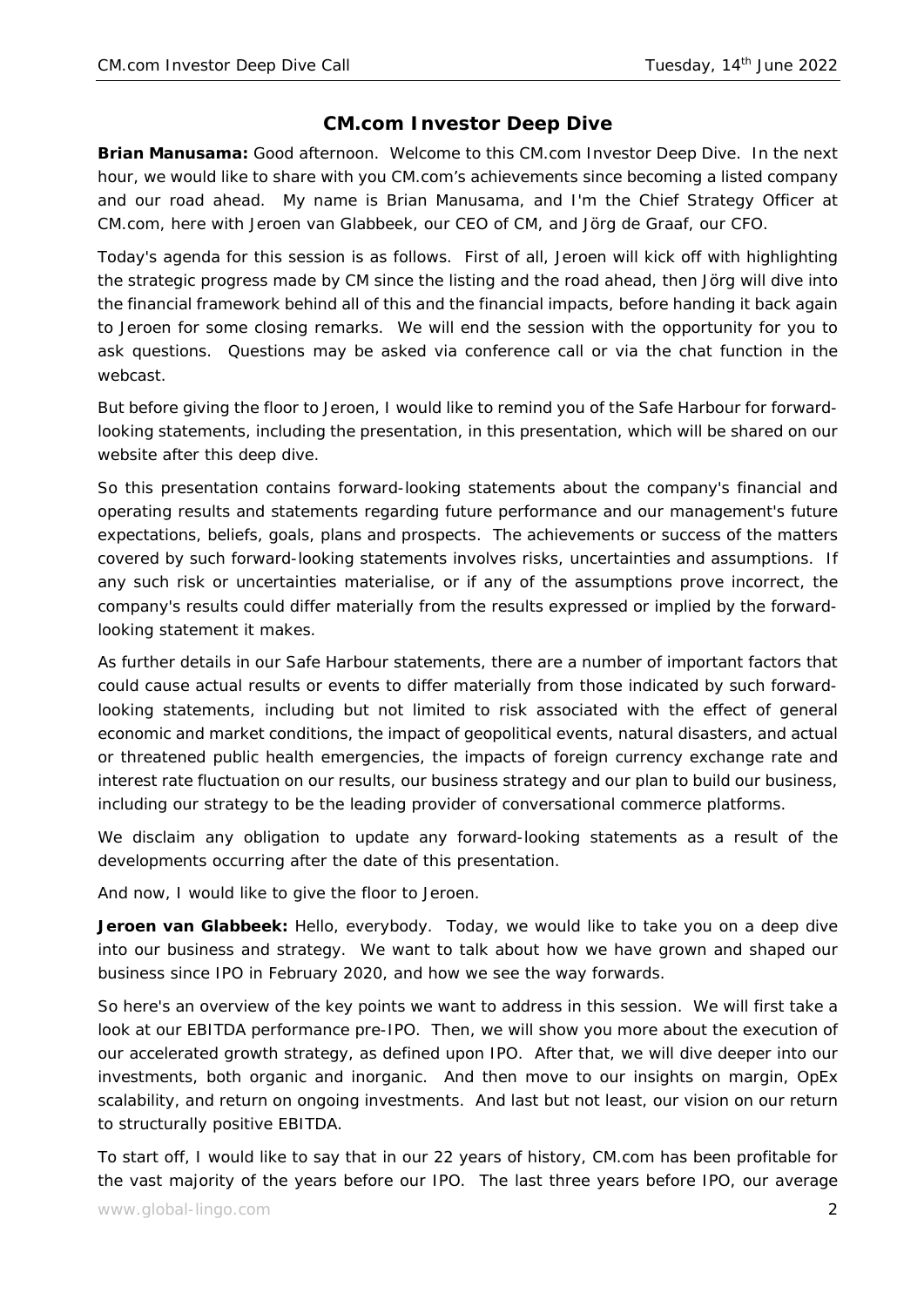## CM.com Investor Deep Dive

**Brian Manusama:** Good afternoon. Welcome to this CM.com Investor Deep Dive. In the next hour, we would like to share with you CM.com's achievements since becoming a listed company and our road ahead. My name is Brian Manusama, and I'm the Chief Strategy Officer at CM.com, here with Jeroen van Glabbeek, our CEO of CM, and Jörg de Graaf, our CFO.

Today's agenda for this session is as follows. First of all, Jeroen will kick off with highlighting the strategic progress made by CM since the listing and the road ahead, then Jörg will dive into the financial framework behind all of this and the financial impacts, before handing it back again to Jeroen for some closing remarks. We will end the session with the opportunity for you to ask questions. Questions may be asked via conference call or via the chat function in the webcast.

But before giving the floor to Jeroen, I would like to remind you of the Safe Harbour for forward-looking statements, including the presentation, in this presentation, which will be shared on our website after this deep dive.

So this presentation contains forward-looking statements about the company's financial and operating results and statements regarding future performance and our management's future expectations, beliefs, goals, plans and prospects. The achievements or success of the matters covered by such forward-looking statements involves risks, uncertainties and assumptions. If any such risk or uncertainties materialise, or if any of the assumptions prove incorrect, the company's results could differ materially from the results expressed or implied by the forward-looking statement it makes.

As further details in our Safe Harbour statements, there are a number of important factors that could cause actual results or events to differ materially from those indicated by such forward-looking statements, including but not limited to risk associated with the effect of general economic and market conditions, the impact of geopolitical events, natural disasters, and actual or threatened public health emergencies, the impacts of foreign currency exchange rate and interest rate fluctuation on our results, our business strategy and our plan to build our business, including our strategy to be the leading provider of conversational commerce platforms.

We disclaim any obligation to update any forward-looking statements as a result of the developments occurring after the date of this presentation.

And now, I would like to give the floor to Jeroen.

**Jeroen van Glabbeek:** Hello, everybody. Today, we would like to take you on a deep dive into our business and strategy. We want to talk about how we have grown and shaped our business since IPO in February 2020, and how we see the way forwards.

So here's an overview of the key points we want to address in this session. We will first take a look at our EBITDA performance pre-IPO. Then, we will show you more about the execution of our accelerated growth strategy, as defined upon IPO. After that, we will dive deeper into our investments, both organic and inorganic. And then move to our insights on margin, OpEx scalability, and return on ongoing investments. And last but not least, our vision on our return to structurally positive EBITDA.

To start off, I would like to say that in our 22 years of history, CM.com has been profitable for the vast majority of the years before our IPO. The last three years before IPO, our average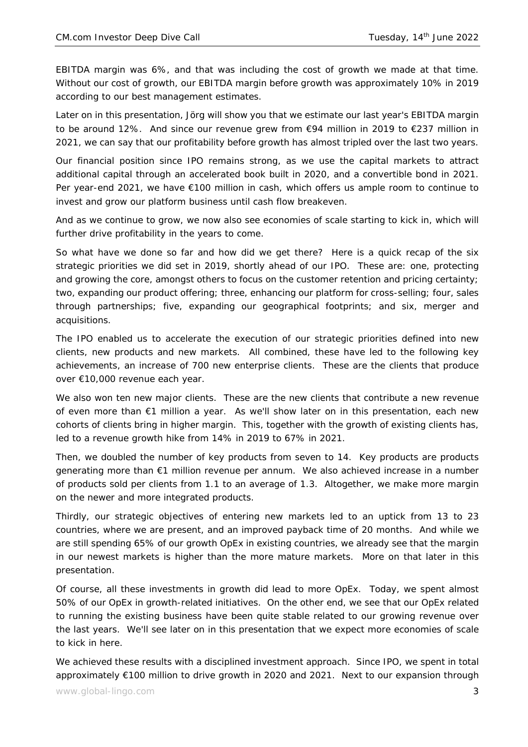EBITDA margin was 6%, and that was including the cost of growth we made at that time. Without our cost of growth, our EBITDA margin before growth was approximately 10% in 2019 according to our best management estimates.

Later on in this presentation, Jörg will show you that we estimate our last year's EBITDA margin to be around 12%. And since our revenue grew from €94 million in 2019 to €237 million in 2021, we can say that our profitability before growth has almost tripled over the last two years.

Our financial position since IPO remains strong, as we use the capital markets to attract additional capital through an accelerated book built in 2020, and a convertible bond in 2021. Per year-end 2021, we have €100 million in cash, which offers us ample room to continue to invest and grow our platform business until cash flow breakeven.

And as we continue to grow, we now also see economies of scale starting to kick in, which will further drive profitability in the years to come.

So what have we done so far and how did we get there? Here is a quick recap of the six strategic priorities we did set in 2019, shortly ahead of our IPO. These are: one, protecting and growing the core, amongst others to focus on the customer retention and pricing certainty; two, expanding our product offering; three, enhancing our platform for cross-selling; four, sales through partnerships; five, expanding our geographical footprints; and six, merger and acquisitions.

The IPO enabled us to accelerate the execution of our strategic priorities defined into new clients, new products and new markets. All combined, these have led to the following key achievements, an increase of 700 new enterprise clients. These are the clients that produce over €10,000 revenue each year.

We also won ten new major clients. These are the new clients that contribute a new revenue of even more than €1 million a year. As we'll show later on in this presentation, each new cohorts of clients bring in higher margin. This, together with the growth of existing clients has, led to a revenue growth hike from 14% in 2019 to 67% in 2021.

Then, we doubled the number of key products from seven to 14. Key products are products generating more than €1 million revenue per annum. We also achieved increase in a number of products sold per clients from 1.1 to an average of 1.3. Altogether, we make more margin on the newer and more integrated products.

Thirdly, our strategic objectives of entering new markets led to an uptick from 13 to 23 countries, where we are present, and an improved payback time of 20 months. And while we are still spending 65% of our growth OpEx in existing countries, we already see that the margin in our newest markets is higher than the more mature markets. More on that later in this presentation.

Of course, all these investments in growth did lead to more OpEx. Today, we spent almost 50% of our OpEx in growth-related initiatives. On the other end, we see that our OpEx related to running the existing business have been quite stable related to our growing revenue over the last years. We'll see later on in this presentation that we expect more economies of scale to kick in here.

We achieved these results with a disciplined investment approach. Since IPO, we spent in total approximately €100 million to drive growth in 2020 and 2021. Next to our expansion through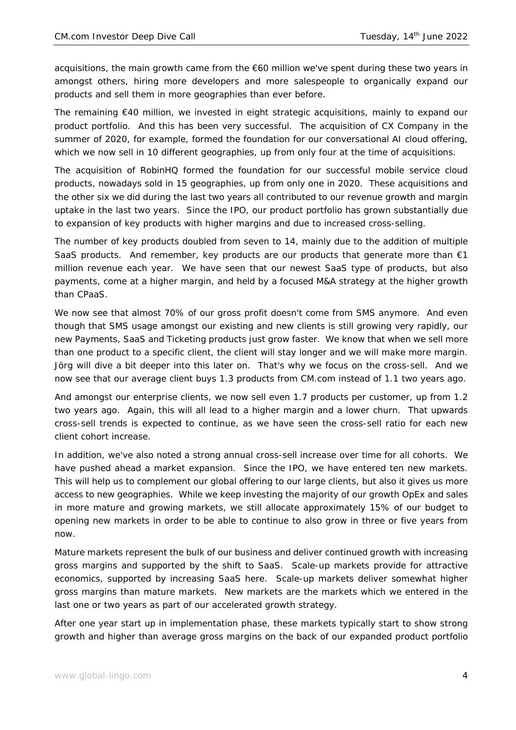acquisitions, the main growth came from the €60 million we've spent during these two years in amongst others, hiring more developers and more salespeople to organically expand our products and sell them in more geographies than ever before.

The remaining €40 million, we invested in eight strategic acquisitions, mainly to expand our product portfolio. And this has been very successful. The acquisition of CX Company in the summer of 2020, for example, formed the foundation for our conversational AI cloud offering, which we now sell in 10 different geographies, up from only four at the time of acquisitions.

The acquisition of RobinHQ formed the foundation for our successful mobile service cloud products, nowadays sold in 15 geographies, up from only one in 2020. These acquisitions and the other six we did during the last two years all contributed to our revenue growth and margin uptake in the last two years. Since the IPO, our product portfolio has grown substantially due to expansion of key products with higher margins and due to increased cross-selling.

The number of key products doubled from seven to 14, mainly due to the addition of multiple SaaS products. And remember, key products are our products that generate more than €1 million revenue each year. We have seen that our newest SaaS type of products, but also payments, come at a higher margin, and held by a focused M&A strategy at the higher growth than CPaaS.

We now see that almost 70% of our gross profit doesn't come from SMS anymore. And even though that SMS usage amongst our existing and new clients is still growing very rapidly, our new Payments, SaaS and Ticketing products just grow faster. We know that when we sell more than one product to a specific client, the client will stay longer and we will make more margin. Jörg will dive a bit deeper into this later on. That's why we focus on the cross-sell. And we now see that our average client buys 1.3 products from CM.com instead of 1.1 two years ago.

And amongst our enterprise clients, we now sell even 1.7 products per customer, up from 1.2 two years ago. Again, this will all lead to a higher margin and a lower churn. That upwards cross-sell trends is expected to continue, as we have seen the cross-sell ratio for each new client cohort increase.

In addition, we've also noted a strong annual cross-sell increase over time for all cohorts. We have pushed ahead a market expansion. Since the IPO, we have entered ten new markets. This will help us to complement our global offering to our large clients, but also it gives us more access to new geographies. While we keep investing the majority of our growth OpEx and sales in more mature and growing markets, we still allocate approximately 15% of our budget to opening new markets in order to be able to continue to also grow in three or five years from now.

Mature markets represent the bulk of our business and deliver continued growth with increasing gross margins and supported by the shift to SaaS. Scale-up markets provide for attractive economics, supported by increasing SaaS here. Scale-up markets deliver somewhat higher gross margins than mature markets. New markets are the markets which we entered in the last one or two years as part of our accelerated growth strategy.

After one year start up in implementation phase, these markets typically start to show strong growth and higher than average gross margins on the back of our expanded product portfolio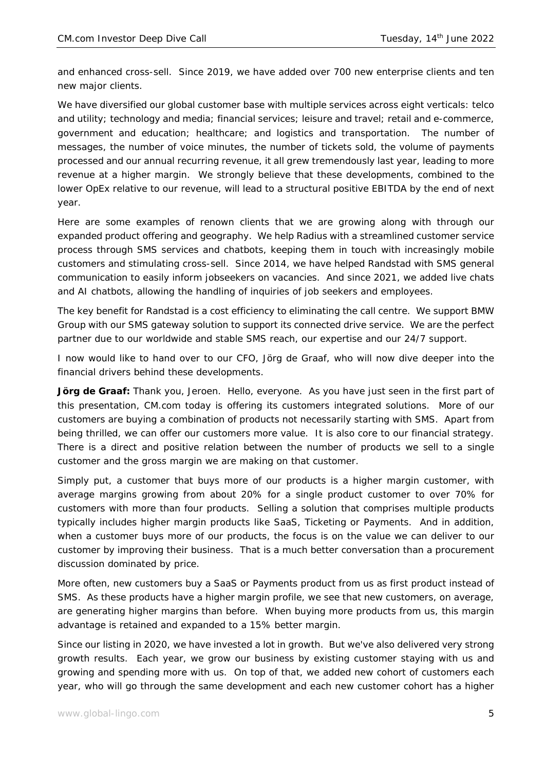and enhanced cross-sell. Since 2019, we have added over 700 new enterprise clients and ten new major clients.

We have diversified our global customer base with multiple services across eight verticals: telco and utility; technology and media; financial services; leisure and travel; retail and e-commerce, government and education; healthcare; and logistics and transportation. The number of messages, the number of voice minutes, the number of tickets sold, the volume of payments processed and our annual recurring revenue, it all grew tremendously last year, leading to more revenue at a higher margin. We strongly believe that these developments, combined to the lower OpEx relative to our revenue, will lead to a structural positive EBITDA by the end of next year.

Here are some examples of renown clients that we are growing along with through our expanded product offering and geography. We help Radius with a streamlined customer service process through SMS services and chatbots, keeping them in touch with increasingly mobile customers and stimulating cross-sell. Since 2014, we have helped Randstad with SMS general communication to easily inform jobseekers on vacancies. And since 2021, we added live chats and AI chatbots, allowing the handling of inquiries of job seekers and employees.

The key benefit for Randstad is a cost efficiency to eliminating the call centre. We support BMW Group with our SMS gateway solution to support its connected drive service. We are the perfect partner due to our worldwide and stable SMS reach, our expertise and our 24/7 support.

I now would like to hand over to our CFO, Jörg de Graaf, who will now dive deeper into the financial drivers behind these developments.

**Jörg de Graaf:** Thank you, Jeroen. Hello, everyone. As you have just seen in the first part of this presentation, CM.com today is offering its customers integrated solutions. More of our customers are buying a combination of products not necessarily starting with SMS. Apart from being thrilled, we can offer our customers more value. It is also core to our financial strategy. There is a direct and positive relation between the number of products we sell to a single customer and the gross margin we are making on that customer.

Simply put, a customer that buys more of our products is a higher margin customer, with average margins growing from about 20% for a single product customer to over 70% for customers with more than four products. Selling a solution that comprises multiple products typically includes higher margin products like SaaS, Ticketing or Payments. And in addition, when a customer buys more of our products, the focus is on the value we can deliver to our customer by improving their business. That is a much better conversation than a procurement discussion dominated by price.

More often, new customers buy a SaaS or Payments product from us as first product instead of SMS. As these products have a higher margin profile, we see that new customers, on average, are generating higher margins than before. When buying more products from us, this margin advantage is retained and expanded to a 15% better margin.

Since our listing in 2020, we have invested a lot in growth. But we've also delivered very strong growth results. Each year, we grow our business by existing customer staying with us and growing and spending more with us. On top of that, we added new cohort of customers each year, who will go through the same development and each new customer cohort has a higher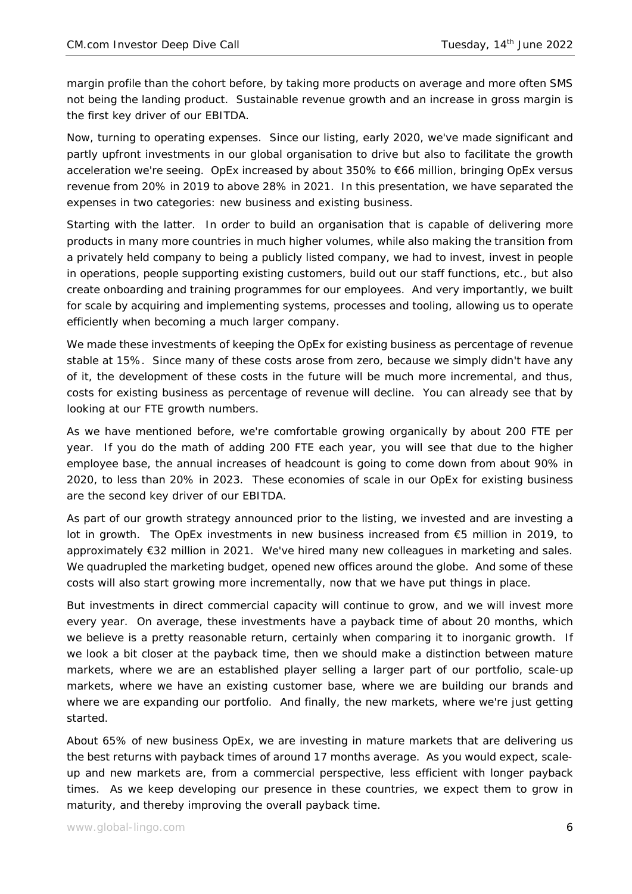margin profile than the cohort before, by taking more products on average and more often SMS not being the landing product. Sustainable revenue growth and an increase in gross margin is the first key driver of our EBITDA.

Now, turning to operating expenses. Since our listing, early 2020, we've made significant and partly upfront investments in our global organisation to drive but also to facilitate the growth acceleration we're seeing. OpEx increased by about 350% to €66 million, bringing OpEx versus revenue from 20% in 2019 to above 28% in 2021. In this presentation, we have separated the expenses in two categories: new business and existing business.

Starting with the latter. In order to build an organisation that is capable of delivering more products in many more countries in much higher volumes, while also making the transition from a privately held company to being a publicly listed company, we had to invest, invest in people in operations, people supporting existing customers, build out our staff functions, etc., but also create onboarding and training programmes for our employees. And very importantly, we built for scale by acquiring and implementing systems, processes and tooling, allowing us to operate efficiently when becoming a much larger company.

We made these investments of keeping the OpEx for existing business as percentage of revenue stable at 15%. Since many of these costs arose from zero, because we simply didn't have any of it, the development of these costs in the future will be much more incremental, and thus, costs for existing business as percentage of revenue will decline. You can already see that by looking at our FTE growth numbers.

As we have mentioned before, we're comfortable growing organically by about 200 FTE per year. If you do the math of adding 200 FTE each year, you will see that due to the higher employee base, the annual increases of headcount is going to come down from about 90% in 2020, to less than 20% in 2023. These economies of scale in our OpEx for existing business are the second key driver of our EBITDA.

As part of our growth strategy announced prior to the listing, we invested and are investing a lot in growth. The OpEx investments in new business increased from €5 million in 2019, to approximately €32 million in 2021. We've hired many new colleagues in marketing and sales. We quadrupled the marketing budget, opened new offices around the globe. And some of these costs will also start growing more incrementally, now that we have put things in place.

But investments in direct commercial capacity will continue to grow, and we will invest more every year. On average, these investments have a payback time of about 20 months, which we believe is a pretty reasonable return, certainly when comparing it to inorganic growth. If we look a bit closer at the payback time, then we should make a distinction between mature markets, where we are an established player selling a larger part of our portfolio, scale-up markets, where we have an existing customer base, where we are building our brands and where we are expanding our portfolio. And finally, the new markets, where we're just getting started.

About 65% of new business OpEx, we are investing in mature markets that are delivering us the best returns with payback times of around 17 months average. As you would expect, scale-up and new markets are, from a commercial perspective, less efficient with longer payback times. As we keep developing our presence in these countries, we expect them to grow in maturity, and thereby improving the overall payback time.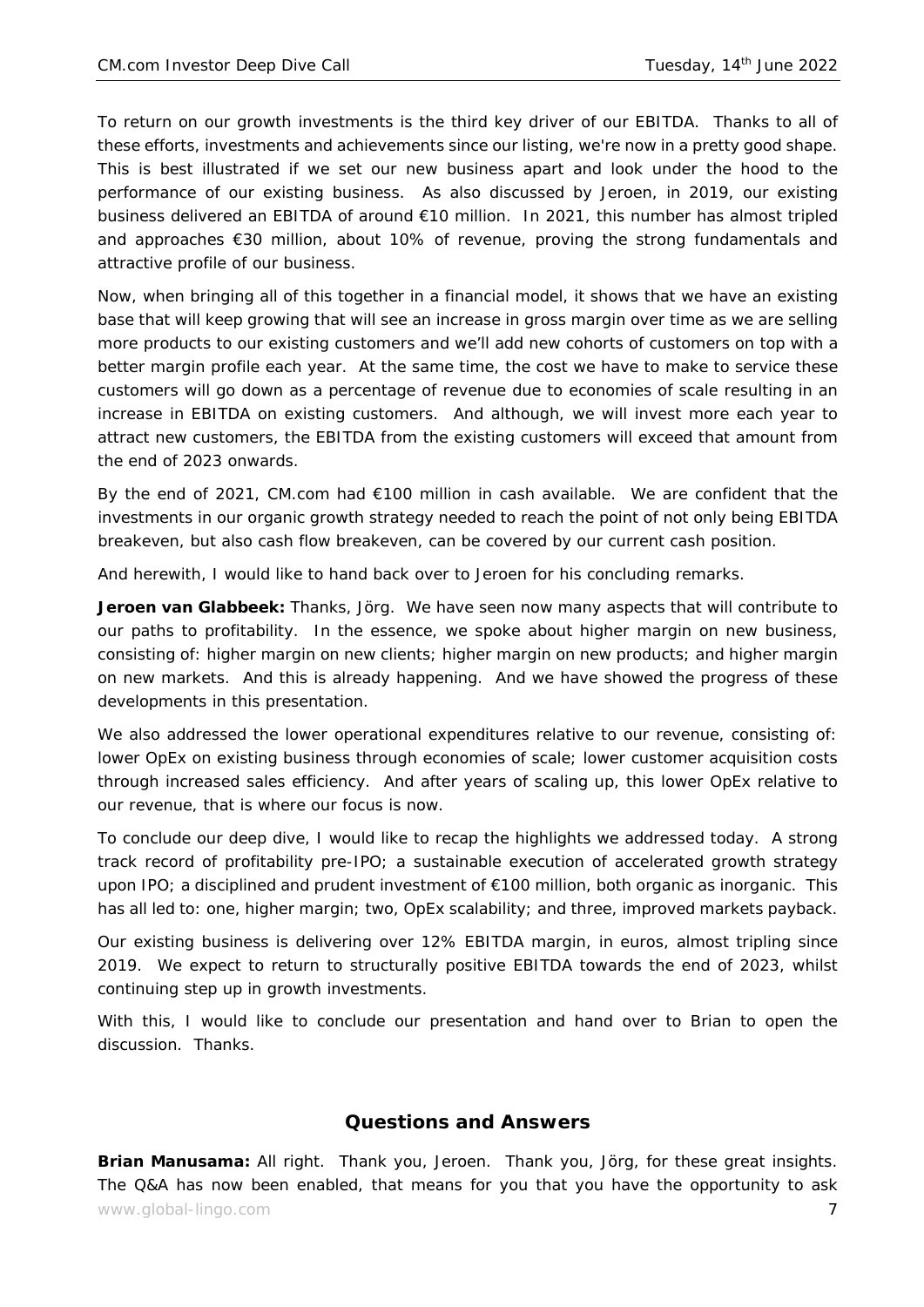To return on our growth investments is the third key driver of our EBITDA. Thanks to all of these efforts, investments and achievements since our listing, we're now in a pretty good shape. This is best illustrated if we set our new business apart and look under the hood to the performance of our existing business. As also discussed by Jeroen, in 2019, our existing business delivered an EBITDA of around €10 million. In 2021, this number has almost tripled and approaches €30 million, about 10% of revenue, proving the strong fundamentals and attractive profile of our business.

Now, when bringing all of this together in a financial model, it shows that we have an existing base that will keep growing that will see an increase in gross margin over time as we are selling more products to our existing customers and we'll add new cohorts of customers on top with a better margin profile each year. At the same time, the cost we have to make to service these customers will go down as a percentage of revenue due to economies of scale resulting in an increase in EBITDA on existing customers. And although, we will invest more each year to attract new customers, the EBITDA from the existing customers will exceed that amount from the end of 2023 onwards.

By the end of 2021, CM.com had €100 million in cash available. We are confident that the investments in our organic growth strategy needed to reach the point of not only being EBITDA breakeven, but also cash flow breakeven, can be covered by our current cash position.

And herewith, I would like to hand back over to Jeroen for his concluding remarks.

**Jeroen van Glabbeek:** Thanks, Jörg. We have seen now many aspects that will contribute to our paths to profitability. In the essence, we spoke about higher margin on new business, consisting of: higher margin on new clients; higher margin on new products; and higher margin on new markets. And this is already happening. And we have showed the progress of these developments in this presentation.

We also addressed the lower operational expenditures relative to our revenue, consisting of: lower OpEx on existing business through economies of scale; lower customer acquisition costs through increased sales efficiency. And after years of scaling up, this lower OpEx relative to our revenue, that is where our focus is now.

To conclude our deep dive, I would like to recap the highlights we addressed today. A strong track record of profitability pre-IPO; a sustainable execution of accelerated growth strategy upon IPO; a disciplined and prudent investment of €100 million, both organic as inorganic. This has all led to: one, higher margin; two, OpEx scalability; and three, improved markets payback.

Our existing business is delivering over 12% EBITDA margin, in euros, almost tripling since 2019. We expect to return to structurally positive EBITDA towards the end of 2023, whilst continuing step up in growth investments.

With this, I would like to conclude our presentation and hand over to Brian to open the discussion. Thanks.

## Questions and Answers

**Brian Manusama:** All right. Thank you, Jeroen. Thank you, Jörg, for these great insights. The Q&A has now been enabled, that means for you that you have the opportunity to ask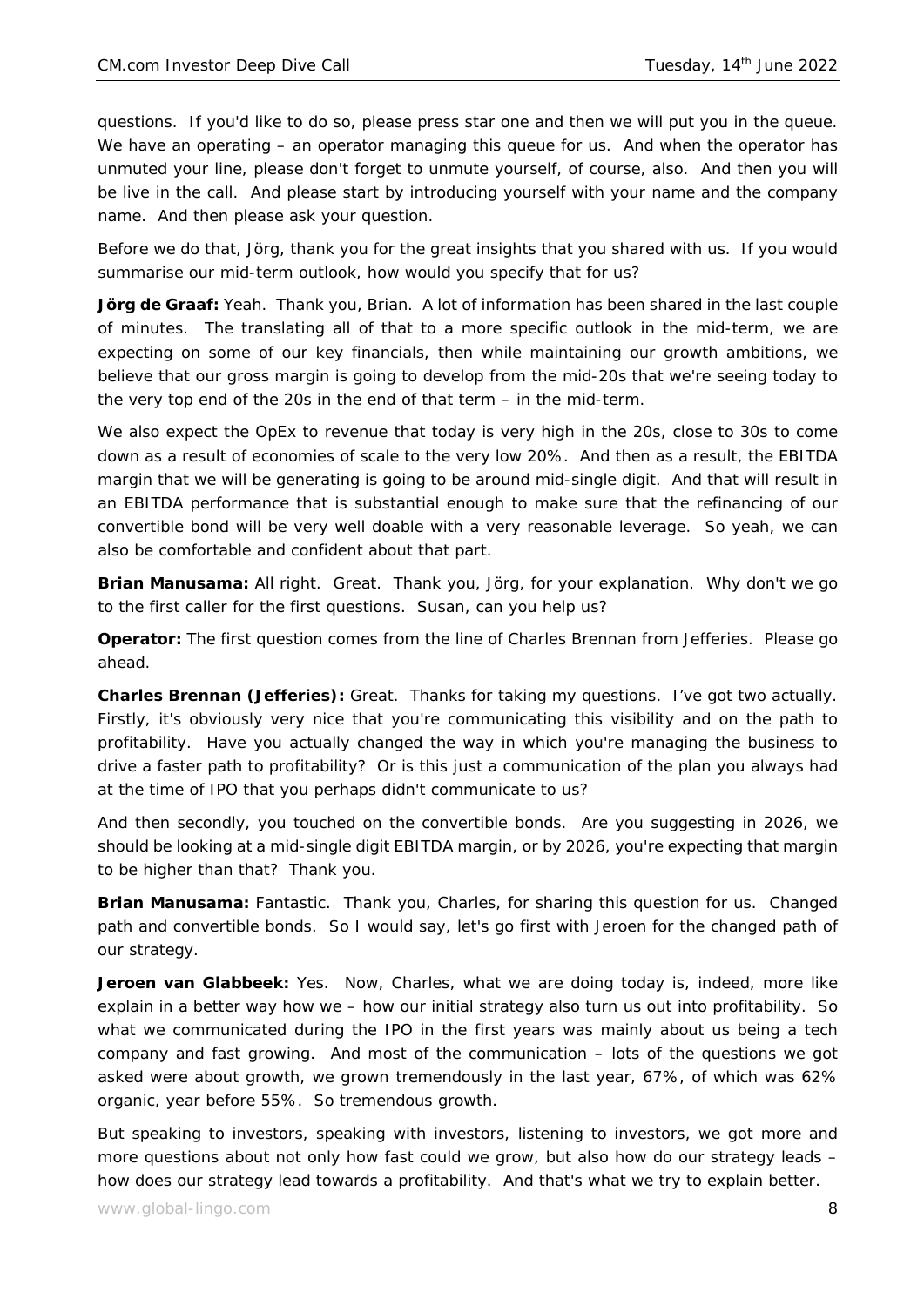questions. If you'd like to do so, please press star one and then we will put you in the queue. We have an operating – an operator managing this queue for us. And when the operator has unmuted your line, please don't forget to unmute yourself, of course, also. And then you will be live in the call. And please start by introducing yourself with your name and the company name. And then please ask your question.

Before we do that, Jörg, thank you for the great insights that you shared with us. If you would summarise our mid-term outlook, how would you specify that for us?

**Jörg de Graaf:** Yeah. Thank you, Brian. A lot of information has been shared in the last couple of minutes. The translating all of that to a more specific outlook in the mid-term, we are expecting on some of our key financials, then while maintaining our growth ambitions, we believe that our gross margin is going to develop from the mid-20s that we're seeing today to the very top end of the 20s in the end of that term – in the mid-term.

We also expect the OpEx to revenue that today is very high in the 20s, close to 30s to come down as a result of economies of scale to the very low 20%. And then as a result, the EBITDA margin that we will be generating is going to be around mid-single digit. And that will result in an EBITDA performance that is substantial enough to make sure that the refinancing of our convertible bond will be very well doable with a very reasonable leverage. So yeah, we can also be comfortable and confident about that part.

**Brian Manusama:** All right. Great. Thank you, Jörg, for your explanation. Why don't we go to the first caller for the first questions. Susan, can you help us?

**Operator:** The first question comes from the line of Charles Brennan from Jefferies. Please go ahead.

**Charles Brennan (Jefferies):** Great. Thanks for taking my questions. I've got two actually. Firstly, it's obviously very nice that you're communicating this visibility and on the path to profitability. Have you actually changed the way in which you're managing the business to drive a faster path to profitability? Or is this just a communication of the plan you always had at the time of IPO that you perhaps didn't communicate to us?

And then secondly, you touched on the convertible bonds. Are you suggesting in 2026, we should be looking at a mid-single digit EBITDA margin, or by 2026, you're expecting that margin to be higher than that? Thank you.

**Brian Manusama:** Fantastic. Thank you, Charles, for sharing this question for us. Changed path and convertible bonds. So I would say, let's go first with Jeroen for the changed path of our strategy.

**Jeroen van Glabbeek:** Yes. Now, Charles, what we are doing today is, indeed, more like explain in a better way how we – how our initial strategy also turn us out into profitability. So what we communicated during the IPO in the first years was mainly about us being a tech company and fast growing. And most of the communication – lots of the questions we got asked were about growth, we grown tremendously in the last year, 67%, of which was 62% organic, year before 55%. So tremendous growth.

But speaking to investors, speaking with investors, listening to investors, we got more and more questions about not only how fast could we grow, but also how do our strategy leads – how does our strategy lead towards a profitability. And that's what we try to explain better.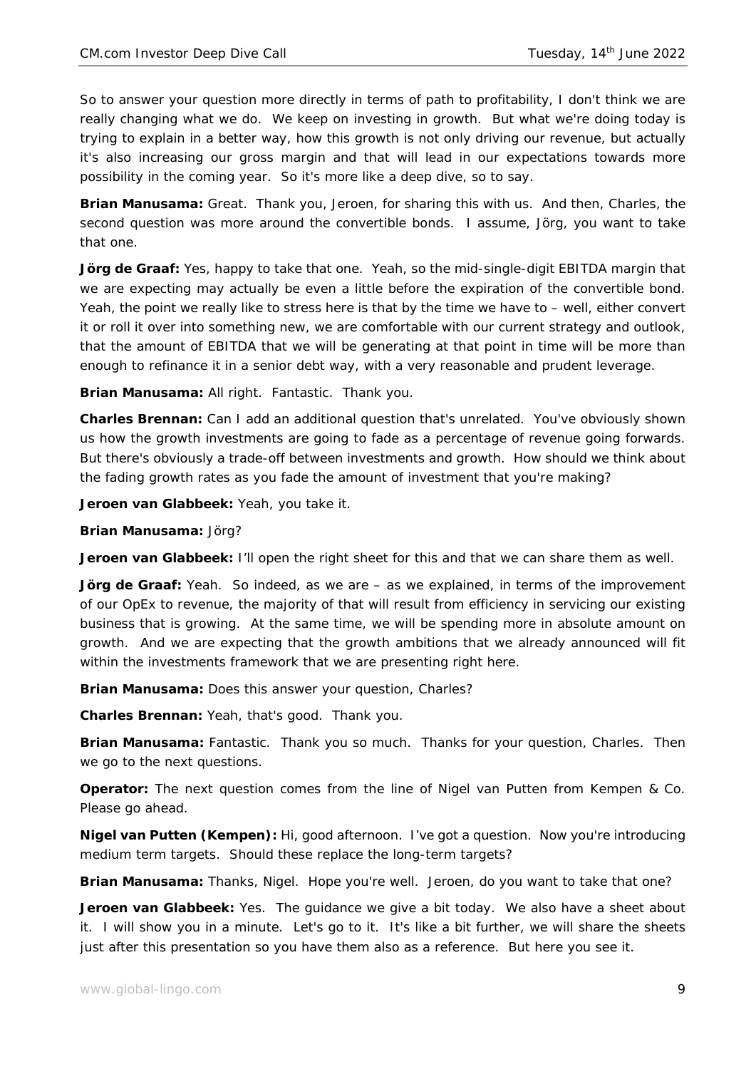So to answer your question more directly in terms of path to profitability, I don't think we are really changing what we do. We keep on investing in growth. But what we're doing today is trying to explain in a better way, how this growth is not only driving our revenue, but actually it's also increasing our gross margin and that will lead in our expectations towards more possibility in the coming year. So it's more like a deep dive, so to say.

**Brian Manusama:** Great. Thank you, Jeroen, for sharing this with us. And then, Charles, the second question was more around the convertible bonds. I assume, Jörg, you want to take that one.

**Jörg de Graaf:** Yes, happy to take that one. Yeah, so the mid-single-digit EBITDA margin that we are expecting may actually be even a little before the expiration of the convertible bond. Yeah, the point we really like to stress here is that by the time we have to – well, either convert it or roll it over into something new, we are comfortable with our current strategy and outlook, that the amount of EBITDA that we will be generating at that point in time will be more than enough to refinance it in a senior debt way, with a very reasonable and prudent leverage.

**Brian Manusama:** All right. Fantastic. Thank you.

**Charles Brennan:** Can I add an additional question that's unrelated. You've obviously shown us how the growth investments are going to fade as a percentage of revenue going forwards. But there's obviously a trade-off between investments and growth. How should we think about the fading growth rates as you fade the amount of investment that you're making?

**Jeroen van Glabbeek:** Yeah, you take it.

**Brian Manusama:** Jörg?

**Jeroen van Glabbeek:** I'll open the right sheet for this and that we can share them as well.

**Jörg de Graaf:** Yeah. So indeed, as we are – as we explained, in terms of the improvement of our OpEx to revenue, the majority of that will result from efficiency in servicing our existing business that is growing. At the same time, we will be spending more in absolute amount on growth. And we are expecting that the growth ambitions that we already announced will fit within the investments framework that we are presenting right here.

**Brian Manusama:** Does this answer your question, Charles?

**Charles Brennan:** Yeah, that's good. Thank you.

**Brian Manusama:** Fantastic. Thank you so much. Thanks for your question, Charles. Then we go to the next questions.

**Operator:** The next question comes from the line of Nigel van Putten from Kempen & Co. Please go ahead.

**Nigel van Putten (Kempen):** Hi, good afternoon. I've got a question. Now you're introducing medium term targets. Should these replace the long-term targets?

**Brian Manusama:** Thanks, Nigel. Hope you're well. Jeroen, do you want to take that one?

**Jeroen van Glabbeek:** Yes. The guidance we give a bit today. We also have a sheet about it. I will show you in a minute. Let's go to it. It's like a bit further, we will share the sheets just after this presentation so you have them also as a reference. But here you see it.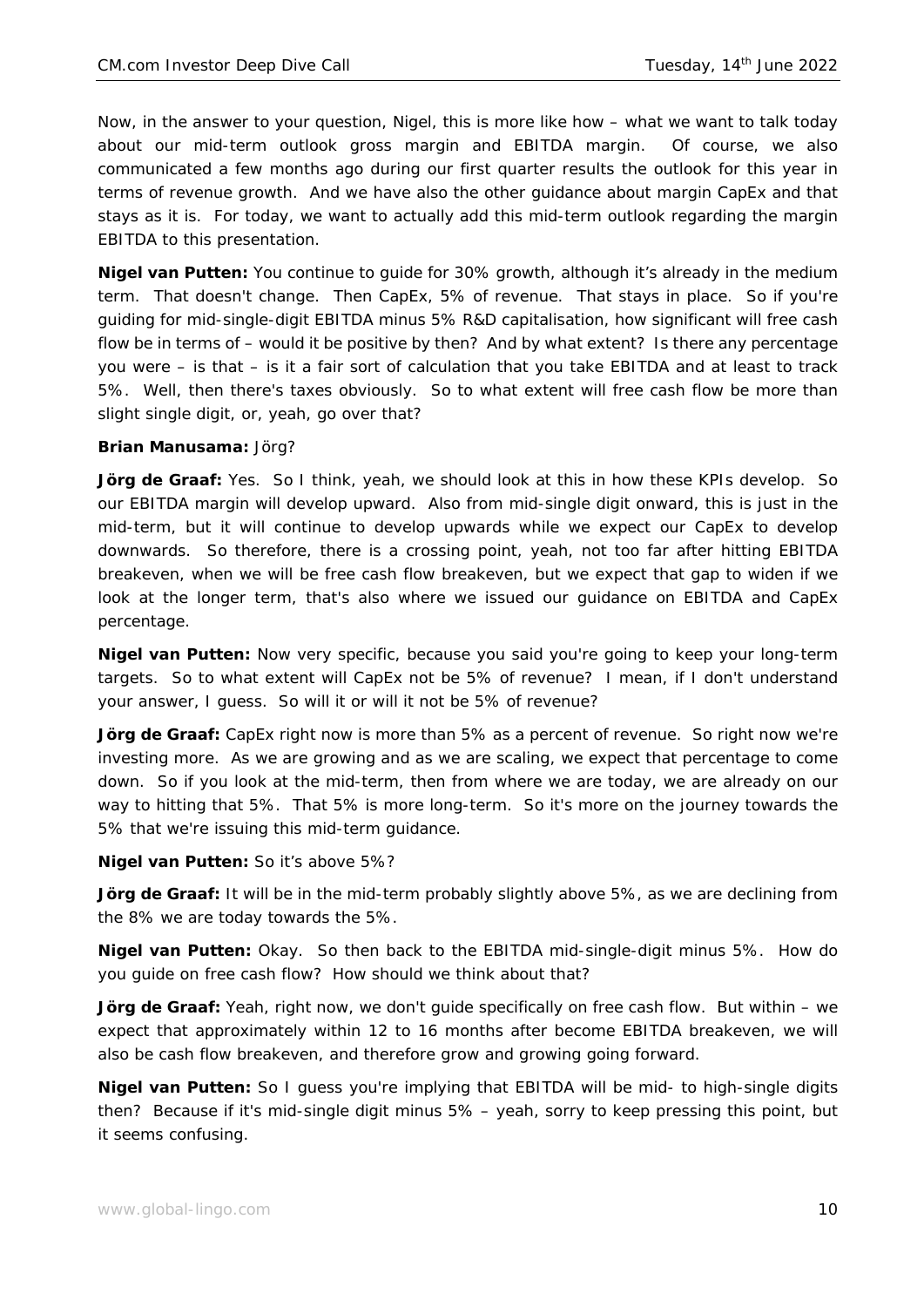Now, in the answer to your question, Nigel, this is more like how – what we want to talk today about our mid-term outlook gross margin and EBITDA margin. Of course, we also communicated a few months ago during our first quarter results the outlook for this year in terms of revenue growth. And we have also the other guidance about margin CapEx and that stays as it is. For today, we want to actually add this mid-term outlook regarding the margin EBITDA to this presentation.

**Nigel van Putten:** You continue to guide for 30% growth, although it's already in the medium term. That doesn't change. Then CapEx, 5% of revenue. That stays in place. So if you're guiding for mid-single-digit EBITDA minus 5% R&D capitalisation, how significant will free cash flow be in terms of – would it be positive by then? And by what extent? Is there any percentage you were – is that – is it a fair sort of calculation that you take EBITDA and at least to track 5%. Well, then there's taxes obviously. So to what extent will free cash flow be more than slight single digit, or, yeah, go over that?

**Brian Manusama:** Jörg?

**Jörg de Graaf:** Yes. So I think, yeah, we should look at this in how these KPIs develop. So our EBITDA margin will develop upward. Also from mid-single digit onward, this is just in the mid-term, but it will continue to develop upwards while we expect our CapEx to develop downwards. So therefore, there is a crossing point, yeah, not too far after hitting EBITDA breakeven, when we will be free cash flow breakeven, but we expect that gap to widen if we look at the longer term, that's also where we issued our guidance on EBITDA and CapEx percentage.

**Nigel van Putten:** Now very specific, because you said you're going to keep your long-term targets. So to what extent will CapEx not be 5% of revenue? I mean, if I don't understand your answer, I guess. So will it or will it not be 5% of revenue?

**Jörg de Graaf:** CapEx right now is more than 5% as a percent of revenue. So right now we're investing more. As we are growing and as we are scaling, we expect that percentage to come down. So if you look at the mid-term, then from where we are today, we are already on our way to hitting that 5%. That 5% is more long-term. So it's more on the journey towards the 5% that we're issuing this mid-term guidance.

**Nigel van Putten:** So it's above 5%?

**Jörg de Graaf:** It will be in the mid-term probably slightly above 5%, as we are declining from the 8% we are today towards the 5%.

**Nigel van Putten:** Okay. So then back to the EBITDA mid-single-digit minus 5%. How do you guide on free cash flow? How should we think about that?

**Jörg de Graaf:** Yeah, right now, we don't guide specifically on free cash flow. But within – we expect that approximately within 12 to 16 months after become EBITDA breakeven, we will also be cash flow breakeven, and therefore grow and growing going forward.

**Nigel van Putten:** So I guess you're implying that EBITDA will be mid- to high-single digits then? Because if it's mid-single digit minus 5% – yeah, sorry to keep pressing this point, but it seems confusing.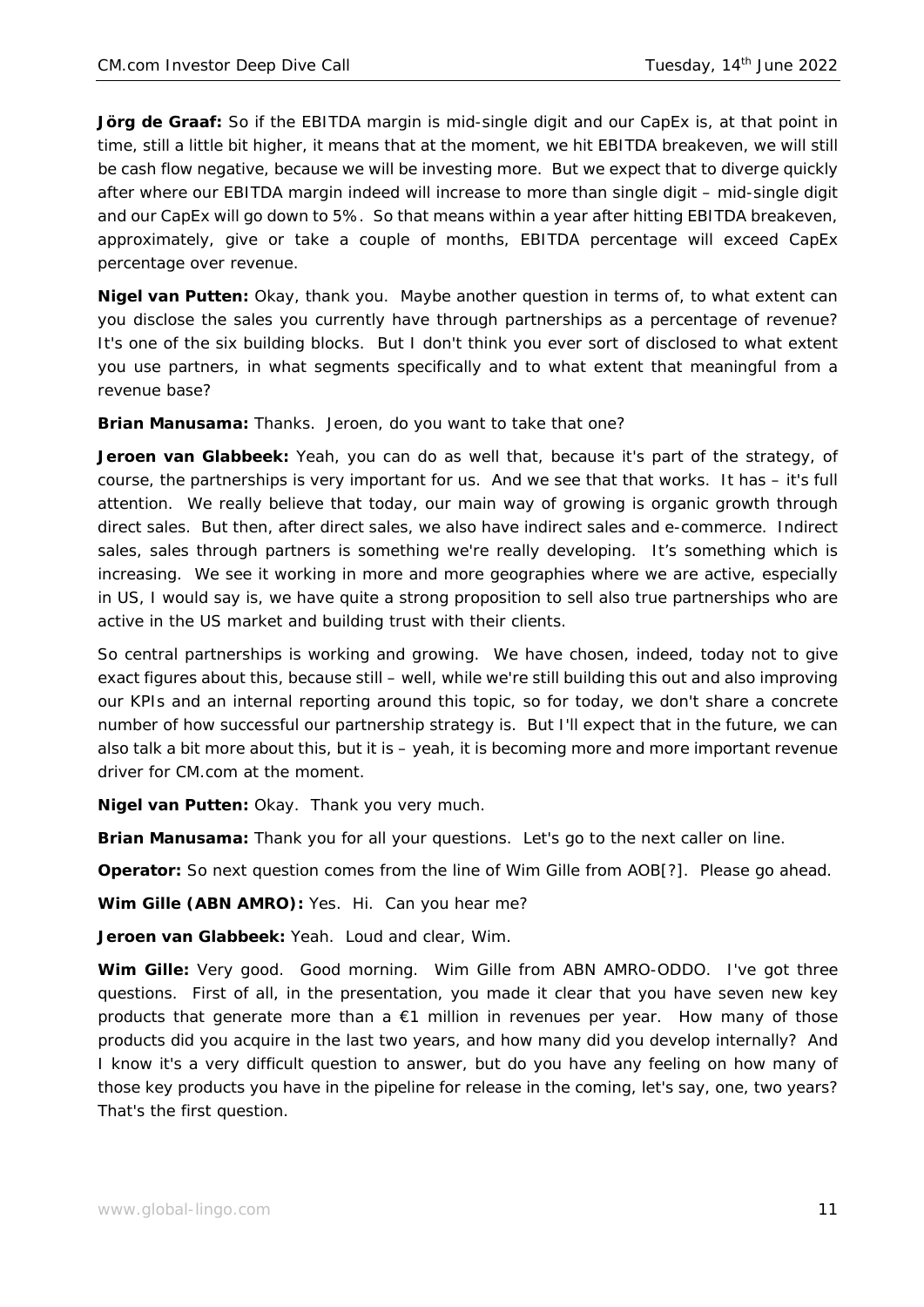**Jörg de Graaf:** So if the EBITDA margin is mid-single digit and our CapEx is, at that point in time, still a little bit higher, it means that at the moment, we hit EBITDA breakeven, we will still be cash flow negative, because we will be investing more. But we expect that to diverge quickly after where our EBITDA margin indeed will increase to more than single digit – mid-single digit and our CapEx will go down to 5%. So that means within a year after hitting EBITDA breakeven, approximately, give or take a couple of months, EBITDA percentage will exceed CapEx percentage over revenue.

**Nigel van Putten:** Okay, thank you. Maybe another question in terms of, to what extent can you disclose the sales you currently have through partnerships as a percentage of revenue? It's one of the six building blocks. But I don't think you ever sort of disclosed to what extent you use partners, in what segments specifically and to what extent that meaningful from a revenue base?

**Brian Manusama:** Thanks. Jeroen, do you want to take that one?

**Jeroen van Glabbeek:** Yeah, you can do as well that, because it's part of the strategy, of course, the partnerships is very important for us. And we see that that works. It has – it's full attention. We really believe that today, our main way of growing is organic growth through direct sales. But then, after direct sales, we also have indirect sales and e-commerce. Indirect sales, sales through partners is something we're really developing. It's something which is increasing. We see it working in more and more geographies where we are active, especially in US, I would say is, we have quite a strong proposition to sell also true partnerships who are active in the US market and building trust with their clients.

So central partnerships is working and growing. We have chosen, indeed, today not to give exact figures about this, because still – well, while we're still building this out and also improving our KPIs and an internal reporting around this topic, so for today, we don't share a concrete number of how successful our partnership strategy is. But I'll expect that in the future, we can also talk a bit more about this, but it is – yeah, it is becoming more and more important revenue driver for CM.com at the moment.

**Nigel van Putten:** Okay. Thank you very much.

**Brian Manusama:** Thank you for all your questions. Let's go to the next caller on line.

**Operator:** So next question comes from the line of Wim Gille from AOB[?]. Please go ahead.

**Wim Gille (ABN AMRO):** Yes. Hi. Can you hear me?

**Jeroen van Glabbeek:** Yeah. Loud and clear, Wim.

**Wim Gille:** Very good. Good morning. Wim Gille from ABN AMRO-ODDO. I've got three questions. First of all, in the presentation, you made it clear that you have seven new key products that generate more than a €1 million in revenues per year. How many of those products did you acquire in the last two years, and how many did you develop internally? And I know it's a very difficult question to answer, but do you have any feeling on how many of those key products you have in the pipeline for release in the coming, let's say, one, two years? That's the first question.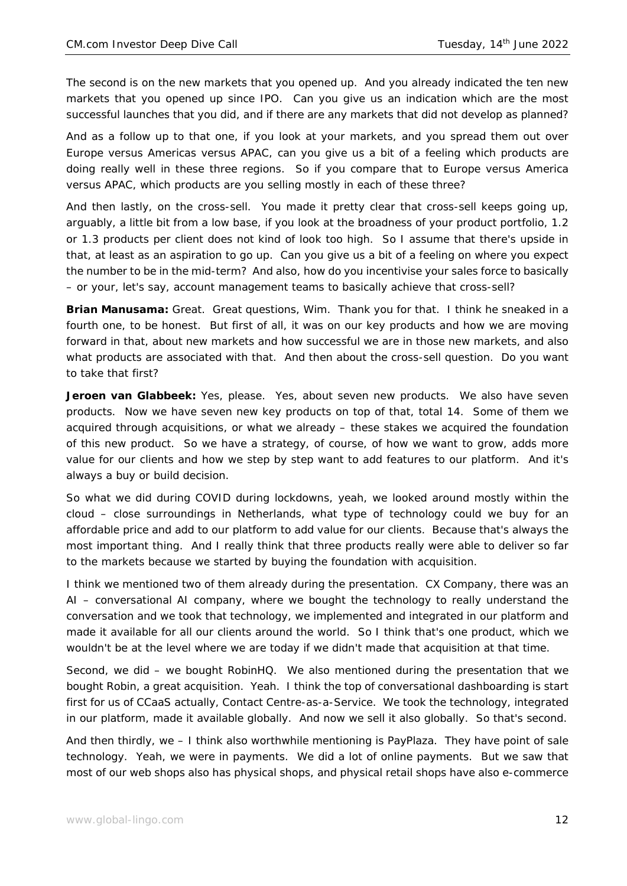The second is on the new markets that you opened up. And you already indicated the ten new markets that you opened up since IPO. Can you give us an indication which are the most successful launches that you did, and if there are any markets that did not develop as planned?

And as a follow up to that one, if you look at your markets, and you spread them out over Europe versus Americas versus APAC, can you give us a bit of a feeling which products are doing really well in these three regions. So if you compare that to Europe versus America versus APAC, which products are you selling mostly in each of these three?

And then lastly, on the cross-sell. You made it pretty clear that cross-sell keeps going up, arguably, a little bit from a low base, if you look at the broadness of your product portfolio, 1.2 or 1.3 products per client does not kind of look too high. So I assume that there's upside in that, at least as an aspiration to go up. Can you give us a bit of a feeling on where you expect the number to be in the mid-term? And also, how do you incentivise your sales force to basically – or your, let's say, account management teams to basically achieve that cross-sell?

**Brian Manusama:** Great. Great questions, Wim. Thank you for that. I think he sneaked in a fourth one, to be honest. But first of all, it was on our key products and how we are moving forward in that, about new markets and how successful we are in those new markets, and also what products are associated with that. And then about the cross-sell question. Do you want to take that first?

**Jeroen van Glabbeek:** Yes, please. Yes, about seven new products. We also have seven products. Now we have seven new key products on top of that, total 14. Some of them we acquired through acquisitions, or what we already – these stakes we acquired the foundation of this new product. So we have a strategy, of course, of how we want to grow, adds more value for our clients and how we step by step want to add features to our platform. And it's always a buy or build decision.

So what we did during COVID during lockdowns, yeah, we looked around mostly within the cloud – close surroundings in Netherlands, what type of technology could we buy for an affordable price and add to our platform to add value for our clients. Because that's always the most important thing. And I really think that three products really were able to deliver so far to the markets because we started by buying the foundation with acquisition.

I think we mentioned two of them already during the presentation. CX Company, there was an AI – conversational AI company, where we bought the technology to really understand the conversation and we took that technology, we implemented and integrated in our platform and made it available for all our clients around the world. So I think that's one product, which we wouldn't be at the level where we are today if we didn't made that acquisition at that time.

Second, we did – we bought RobinHQ. We also mentioned during the presentation that we bought Robin, a great acquisition. Yeah. I think the top of conversational dashboarding is start first for us of CCaaS actually, Contact Centre-as-a-Service. We took the technology, integrated in our platform, made it available globally. And now we sell it also globally. So that's second.

And then thirdly, we – I think also worthwhile mentioning is PayPlaza. They have point of sale technology. Yeah, we were in payments. We did a lot of online payments. But we saw that most of our web shops also has physical shops, and physical retail shops have also e-commerce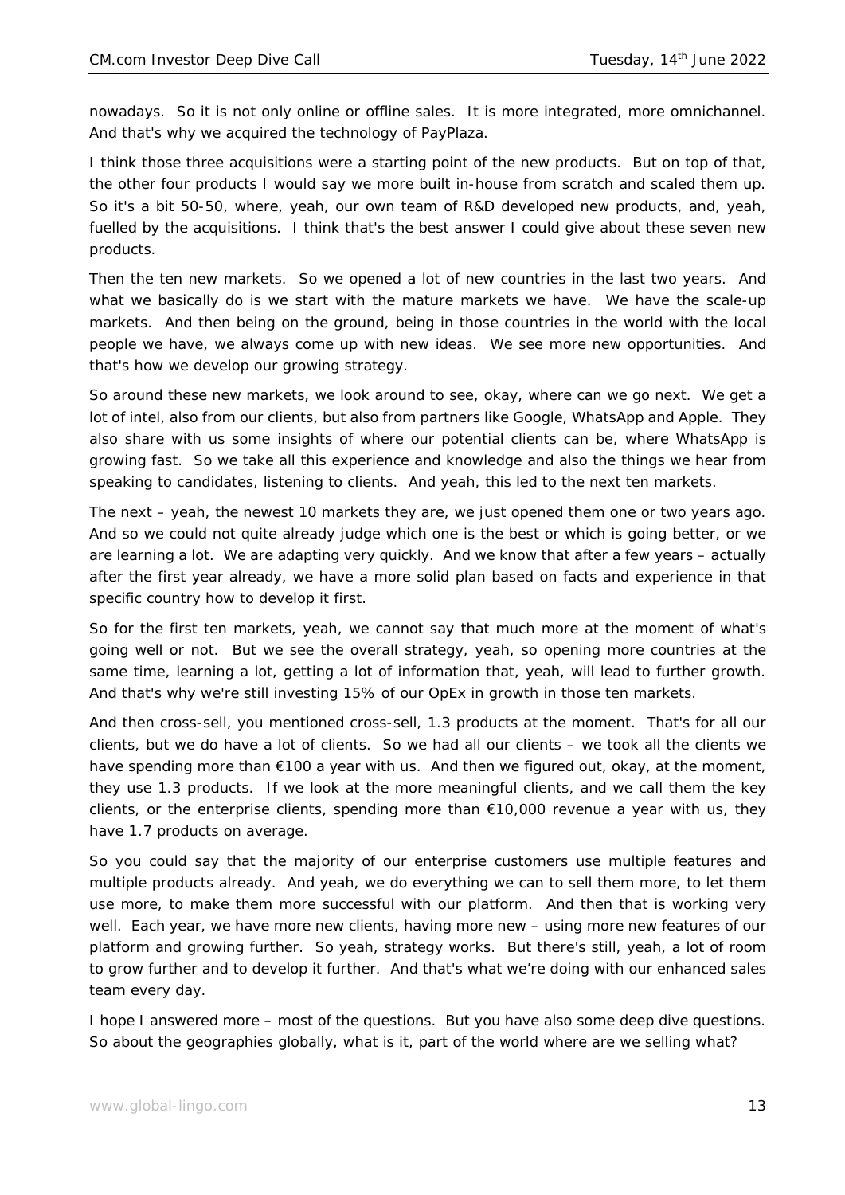nowadays. So it is not only online or offline sales. It is more integrated, more omnichannel. And that's why we acquired the technology of PayPlaza.

I think those three acquisitions were a starting point of the new products. But on top of that, the other four products I would say we more built in-house from scratch and scaled them up. So it's a bit 50-50, where, yeah, our own team of R&D developed new products, and, yeah, fuelled by the acquisitions. I think that's the best answer I could give about these seven new products.

Then the ten new markets. So we opened a lot of new countries in the last two years. And what we basically do is we start with the mature markets we have. We have the scale-up markets. And then being on the ground, being in those countries in the world with the local people we have, we always come up with new ideas. We see more new opportunities. And that's how we develop our growing strategy.

So around these new markets, we look around to see, okay, where can we go next. We get a lot of intel, also from our clients, but also from partners like Google, WhatsApp and Apple. They also share with us some insights of where our potential clients can be, where WhatsApp is growing fast. So we take all this experience and knowledge and also the things we hear from speaking to candidates, listening to clients. And yeah, this led to the next ten markets.

The next – yeah, the newest 10 markets they are, we just opened them one or two years ago. And so we could not quite already judge which one is the best or which is going better, or we are learning a lot. We are adapting very quickly. And we know that after a few years – actually after the first year already, we have a more solid plan based on facts and experience in that specific country how to develop it first.

So for the first ten markets, yeah, we cannot say that much more at the moment of what's going well or not. But we see the overall strategy, yeah, so opening more countries at the same time, learning a lot, getting a lot of information that, yeah, will lead to further growth. And that's why we're still investing 15% of our OpEx in growth in those ten markets.

And then cross-sell, you mentioned cross-sell, 1.3 products at the moment. That's for all our clients, but we do have a lot of clients. So we had all our clients – we took all the clients we have spending more than €100 a year with us. And then we figured out, okay, at the moment, they use 1.3 products. If we look at the more meaningful clients, and we call them the key clients, or the enterprise clients, spending more than €10,000 revenue a year with us, they have 1.7 products on average.

So you could say that the majority of our enterprise customers use multiple features and multiple products already. And yeah, we do everything we can to sell them more, to let them use more, to make them more successful with our platform. And then that is working very well. Each year, we have more new clients, having more new – using more new features of our platform and growing further. So yeah, strategy works. But there's still, yeah, a lot of room to grow further and to develop it further. And that's what we're doing with our enhanced sales team every day.

I hope I answered more – most of the questions. But you have also some deep dive questions. So about the geographies globally, what is it, part of the world where are we selling what?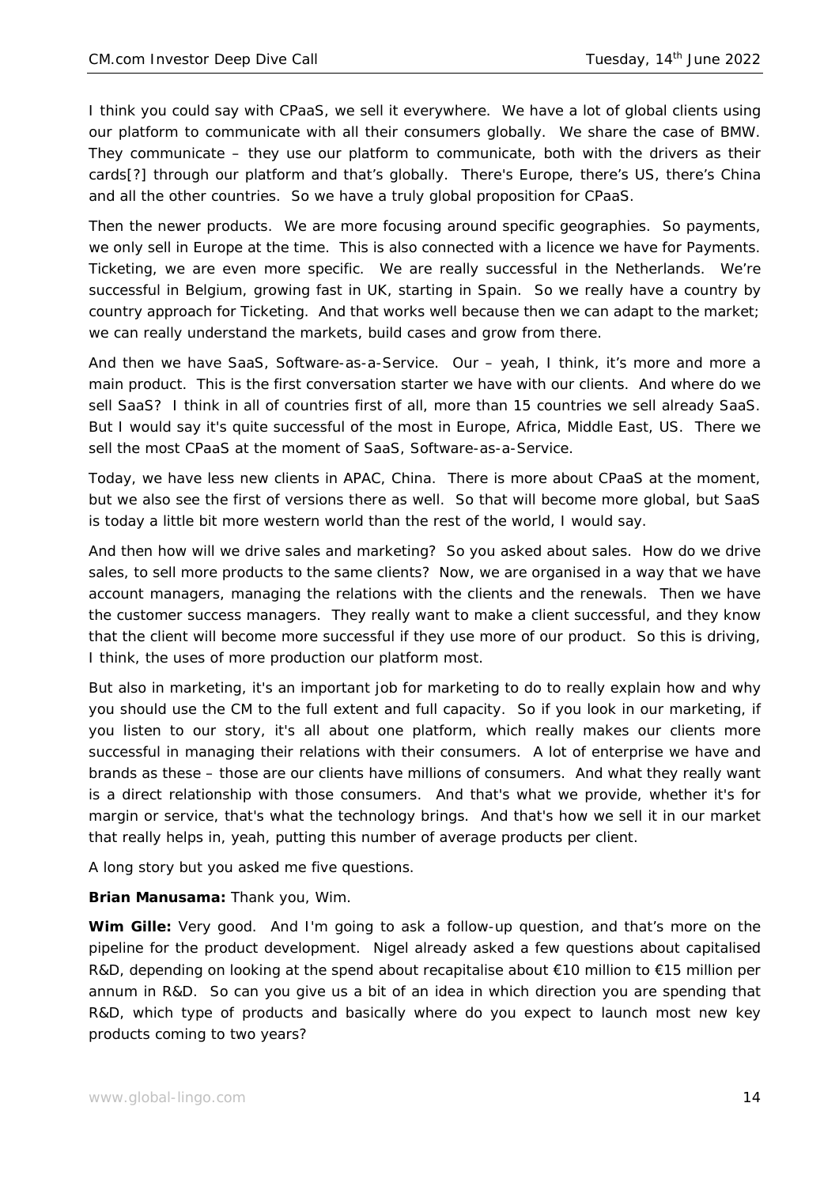I think you could say with CPaaS, we sell it everywhere. We have a lot of global clients using our platform to communicate with all their consumers globally. We share the case of BMW. They communicate – they use our platform to communicate, both with the drivers as their cards[?] through our platform and that's globally. There's Europe, there's US, there's China and all the other countries. So we have a truly global proposition for CPaaS.

Then the newer products. We are more focusing around specific geographies. So payments, we only sell in Europe at the time. This is also connected with a licence we have for Payments. Ticketing, we are even more specific. We are really successful in the Netherlands. We're successful in Belgium, growing fast in UK, starting in Spain. So we really have a country by country approach for Ticketing. And that works well because then we can adapt to the market; we can really understand the markets, build cases and grow from there.

And then we have SaaS, Software-as-a-Service. Our – yeah, I think, it's more and more a main product. This is the first conversation starter we have with our clients. And where do we sell SaaS? I think in all of countries first of all, more than 15 countries we sell already SaaS. But I would say it's quite successful of the most in Europe, Africa, Middle East, US. There we sell the most CPaaS at the moment of SaaS, Software-as-a-Service.

Today, we have less new clients in APAC, China. There is more about CPaaS at the moment, but we also see the first of versions there as well. So that will become more global, but SaaS is today a little bit more western world than the rest of the world, I would say.

And then how will we drive sales and marketing? So you asked about sales. How do we drive sales, to sell more products to the same clients? Now, we are organised in a way that we have account managers, managing the relations with the clients and the renewals. Then we have the customer success managers. They really want to make a client successful, and they know that the client will become more successful if they use more of our product. So this is driving, I think, the uses of more production our platform most.

But also in marketing, it's an important job for marketing to do to really explain how and why you should use the CM to the full extent and full capacity. So if you look in our marketing, if you listen to our story, it's all about one platform, which really makes our clients more successful in managing their relations with their consumers. A lot of enterprise we have and brands as these – those are our clients have millions of consumers. And what they really want is a direct relationship with those consumers. And that's what we provide, whether it's for margin or service, that's what the technology brings. And that's how we sell it in our market that really helps in, yeah, putting this number of average products per client.

A long story but you asked me five questions.

**Brian Manusama:** Thank you, Wim.

**Wim Gille:** Very good. And I'm going to ask a follow-up question, and that's more on the pipeline for the product development. Nigel already asked a few questions about capitalised R&D, depending on looking at the spend about recapitalise about €10 million to €15 million per annum in R&D. So can you give us a bit of an idea in which direction you are spending that R&D, which type of products and basically where do you expect to launch most new key products coming to two years?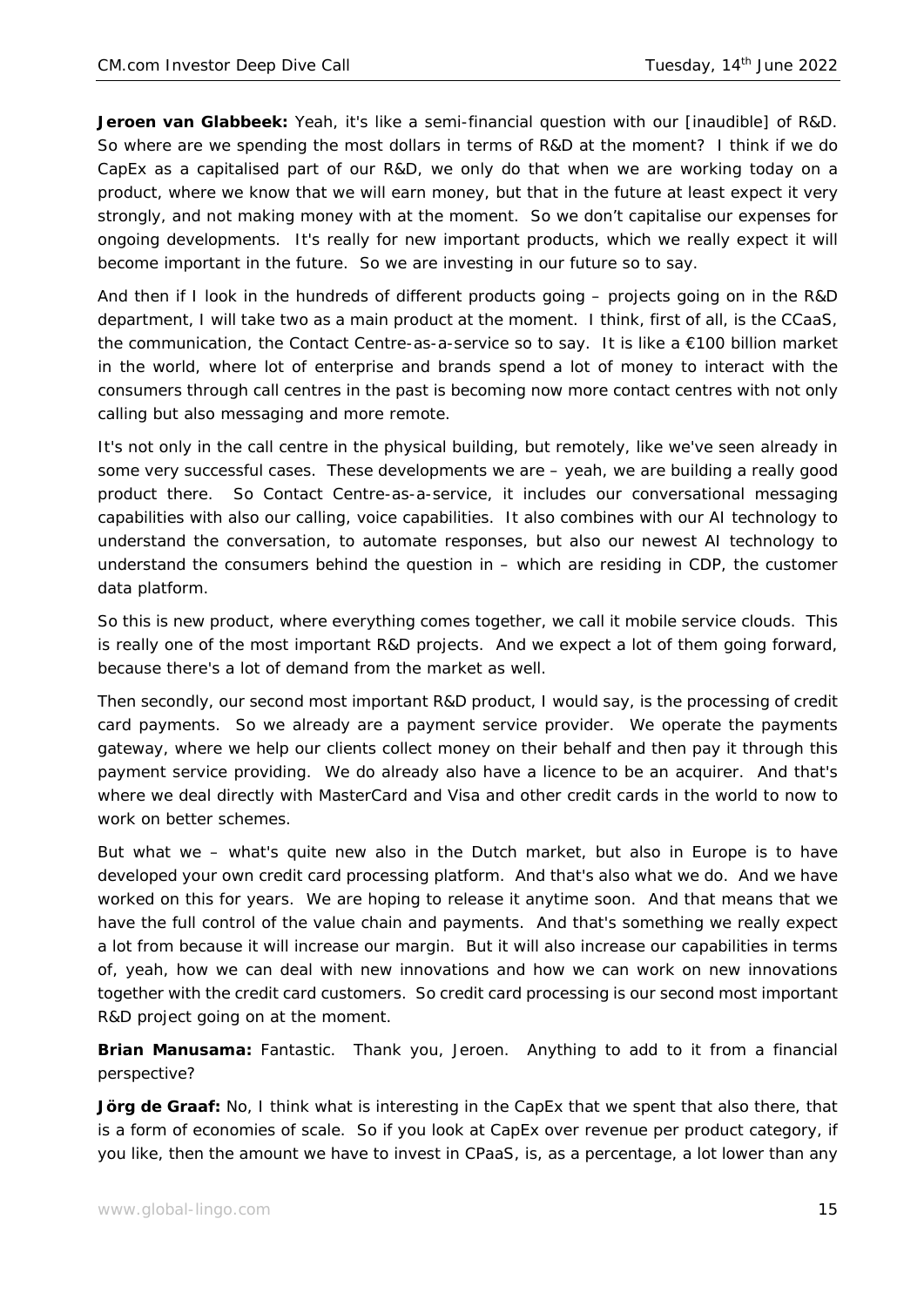**Jeroen van Glabbeek:** Yeah, it's like a semi-financial question with our [inaudible] of R&D. So where are we spending the most dollars in terms of R&D at the moment? I think if we do CapEx as a capitalised part of our R&D, we only do that when we are working today on a product, where we know that we will earn money, but that in the future at least expect it very strongly, and not making money with at the moment. So we don't capitalise our expenses for ongoing developments. It's really for new important products, which we really expect it will become important in the future. So we are investing in our future so to say.

And then if I look in the hundreds of different products going – projects going on in the R&D department, I will take two as a main product at the moment. I think, first of all, is the CCaaS, the communication, the Contact Centre-as-a-service so to say. It is like a €100 billion market in the world, where lot of enterprise and brands spend a lot of money to interact with the consumers through call centres in the past is becoming now more contact centres with not only calling but also messaging and more remote.

It's not only in the call centre in the physical building, but remotely, like we've seen already in some very successful cases. These developments we are – yeah, we are building a really good product there. So Contact Centre-as-a-service, it includes our conversational messaging capabilities with also our calling, voice capabilities. It also combines with our AI technology to understand the conversation, to automate responses, but also our newest AI technology to understand the consumers behind the question in – which are residing in CDP, the customer data platform.

So this is new product, where everything comes together, we call it mobile service clouds. This is really one of the most important R&D projects. And we expect a lot of them going forward, because there's a lot of demand from the market as well.

Then secondly, our second most important R&D product, I would say, is the processing of credit card payments. So we already are a payment service provider. We operate the payments gateway, where we help our clients collect money on their behalf and then pay it through this payment service providing. We do already also have a licence to be an acquirer. And that's where we deal directly with MasterCard and Visa and other credit cards in the world to now to work on better schemes.

But what we – what's quite new also in the Dutch market, but also in Europe is to have developed your own credit card processing platform. And that's also what we do. And we have worked on this for years. We are hoping to release it anytime soon. And that means that we have the full control of the value chain and payments. And that's something we really expect a lot from because it will increase our margin. But it will also increase our capabilities in terms of, yeah, how we can deal with new innovations and how we can work on new innovations together with the credit card customers. So credit card processing is our second most important R&D project going on at the moment.

**Brian Manusama:** Fantastic. Thank you, Jeroen. Anything to add to it from a financial perspective?

**Jörg de Graaf:** No, I think what is interesting in the CapEx that we spent that also there, that is a form of economies of scale. So if you look at CapEx over revenue per product category, if you like, then the amount we have to invest in CPaaS, is, as a percentage, a lot lower than any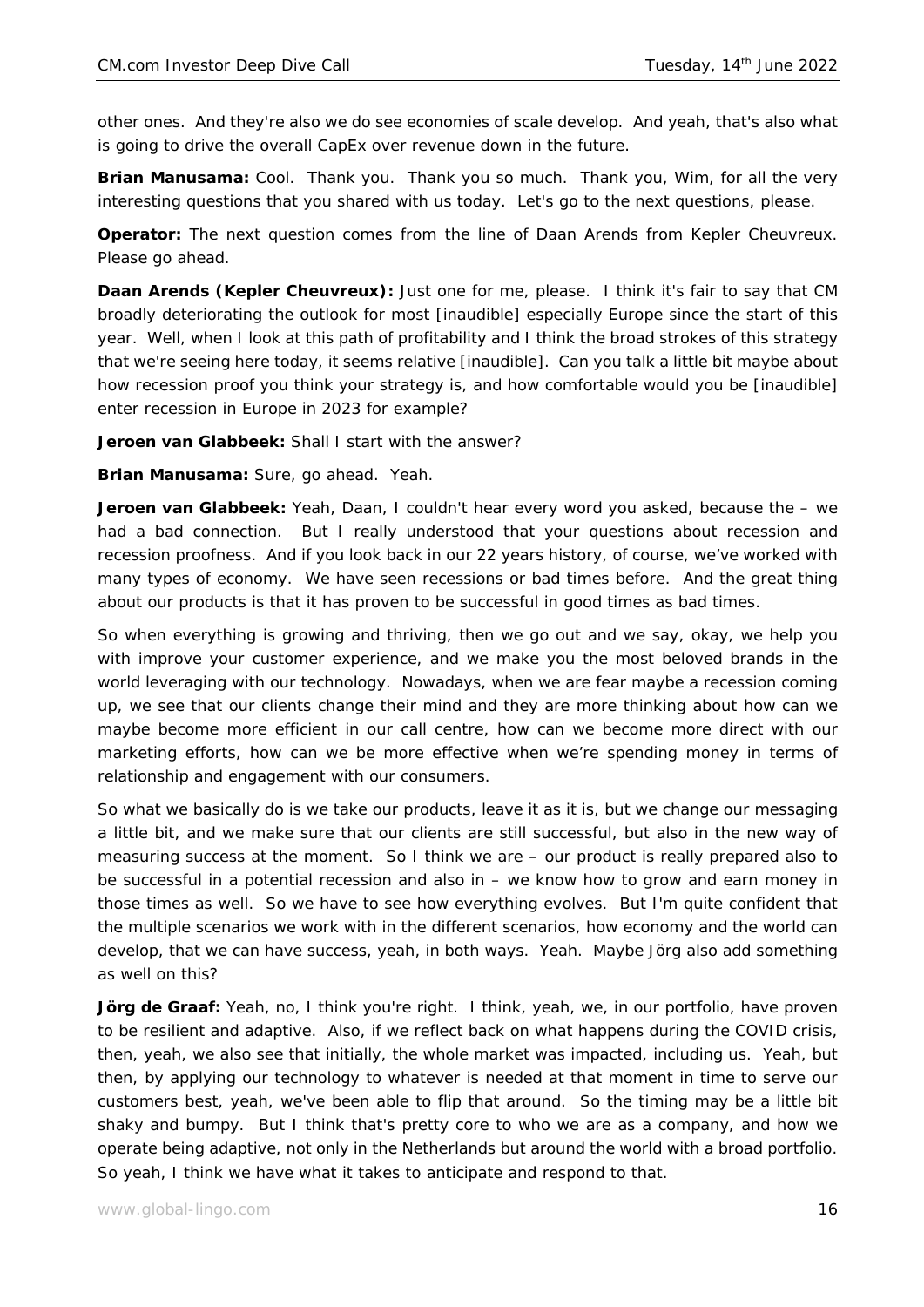other ones. And they're also we do see economies of scale develop. And yeah, that's also what is going to drive the overall CapEx over revenue down in the future.

**Brian Manusama:** Cool. Thank you. Thank you so much. Thank you, Wim, for all the very interesting questions that you shared with us today. Let's go to the next questions, please.

**Operator:** The next question comes from the line of Daan Arends from Kepler Cheuvreux. Please go ahead.

**Daan Arends (Kepler Cheuvreux):** Just one for me, please. I think it's fair to say that CM broadly deteriorating the outlook for most [inaudible] especially Europe since the start of this year. Well, when I look at this path of profitability and I think the broad strokes of this strategy that we're seeing here today, it seems relative [inaudible]. Can you talk a little bit maybe about how recession proof you think your strategy is, and how comfortable would you be [inaudible] enter recession in Europe in 2023 for example?

**Jeroen van Glabbeek:** Shall I start with the answer?

**Brian Manusama:** Sure, go ahead. Yeah.

**Jeroen van Glabbeek:** Yeah, Daan, I couldn't hear every word you asked, because the – we had a bad connection. But I really understood that your questions about recession and recession proofness. And if you look back in our 22 years history, of course, we've worked with many types of economy. We have seen recessions or bad times before. And the great thing about our products is that it has proven to be successful in good times as bad times.

So when everything is growing and thriving, then we go out and we say, okay, we help you with improve your customer experience, and we make you the most beloved brands in the world leveraging with our technology. Nowadays, when we are fear maybe a recession coming up, we see that our clients change their mind and they are more thinking about how can we maybe become more efficient in our call centre, how can we become more direct with our marketing efforts, how can we be more effective when we're spending money in terms of relationship and engagement with our consumers.

So what we basically do is we take our products, leave it as it is, but we change our messaging a little bit, and we make sure that our clients are still successful, but also in the new way of measuring success at the moment. So I think we are – our product is really prepared also to be successful in a potential recession and also in – we know how to grow and earn money in those times as well. So we have to see how everything evolves. But I'm quite confident that the multiple scenarios we work with in the different scenarios, how economy and the world can develop, that we can have success, yeah, in both ways. Yeah. Maybe Jörg also add something as well on this?

**Jörg de Graaf:** Yeah, no, I think you're right. I think, yeah, we, in our portfolio, have proven to be resilient and adaptive. Also, if we reflect back on what happens during the COVID crisis, then, yeah, we also see that initially, the whole market was impacted, including us. Yeah, but then, by applying our technology to whatever is needed at that moment in time to serve our customers best, yeah, we've been able to flip that around. So the timing may be a little bit shaky and bumpy. But I think that's pretty core to who we are as a company, and how we operate being adaptive, not only in the Netherlands but around the world with a broad portfolio. So yeah, I think we have what it takes to anticipate and respond to that.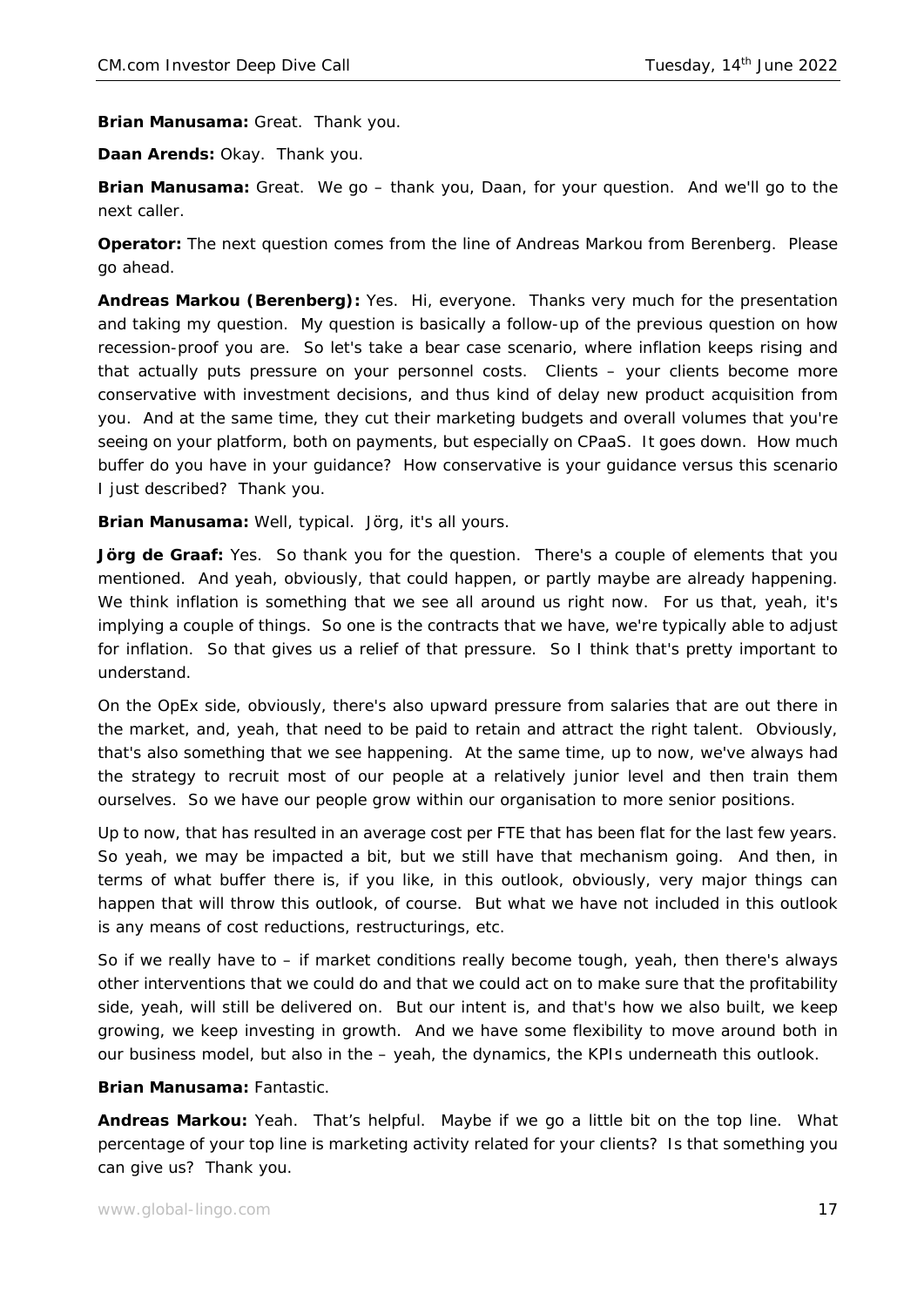**Brian Manusama:** Great. Thank you.

**Daan Arends:** Okay. Thank you.

**Brian Manusama:** Great. We go – thank you, Daan, for your question. And we'll go to the next caller.

**Operator:** The next question comes from the line of Andreas Markou from Berenberg. Please go ahead.

**Andreas Markou (Berenberg):** Yes. Hi, everyone. Thanks very much for the presentation and taking my question. My question is basically a follow-up of the previous question on how recession-proof you are. So let's take a bear case scenario, where inflation keeps rising and that actually puts pressure on your personnel costs. Clients – your clients become more conservative with investment decisions, and thus kind of delay new product acquisition from you. And at the same time, they cut their marketing budgets and overall volumes that you're seeing on your platform, both on payments, but especially on CPaaS. It goes down. How much buffer do you have in your guidance? How conservative is your guidance versus this scenario I just described? Thank you.

**Brian Manusama:** Well, typical. Jörg, it's all yours.

**Jörg de Graaf:** Yes. So thank you for the question. There's a couple of elements that you mentioned. And yeah, obviously, that could happen, or partly maybe are already happening. We think inflation is something that we see all around us right now. For us that, yeah, it's implying a couple of things. So one is the contracts that we have, we're typically able to adjust for inflation. So that gives us a relief of that pressure. So I think that's pretty important to understand.

On the OpEx side, obviously, there's also upward pressure from salaries that are out there in the market, and, yeah, that need to be paid to retain and attract the right talent. Obviously, that's also something that we see happening. At the same time, up to now, we've always had the strategy to recruit most of our people at a relatively junior level and then train them ourselves. So we have our people grow within our organisation to more senior positions.

Up to now, that has resulted in an average cost per FTE that has been flat for the last few years. So yeah, we may be impacted a bit, but we still have that mechanism going. And then, in terms of what buffer there is, if you like, in this outlook, obviously, very major things can happen that will throw this outlook, of course. But what we have not included in this outlook is any means of cost reductions, restructurings, etc.

So if we really have to – if market conditions really become tough, yeah, then there's always other interventions that we could do and that we could act on to make sure that the profitability side, yeah, will still be delivered on. But our intent is, and that's how we also built, we keep growing, we keep investing in growth. And we have some flexibility to move around both in our business model, but also in the – yeah, the dynamics, the KPIs underneath this outlook.

**Brian Manusama:** Fantastic.

**Andreas Markou:** Yeah. That's helpful. Maybe if we go a little bit on the top line. What percentage of your top line is marketing activity related for your clients? Is that something you can give us? Thank you.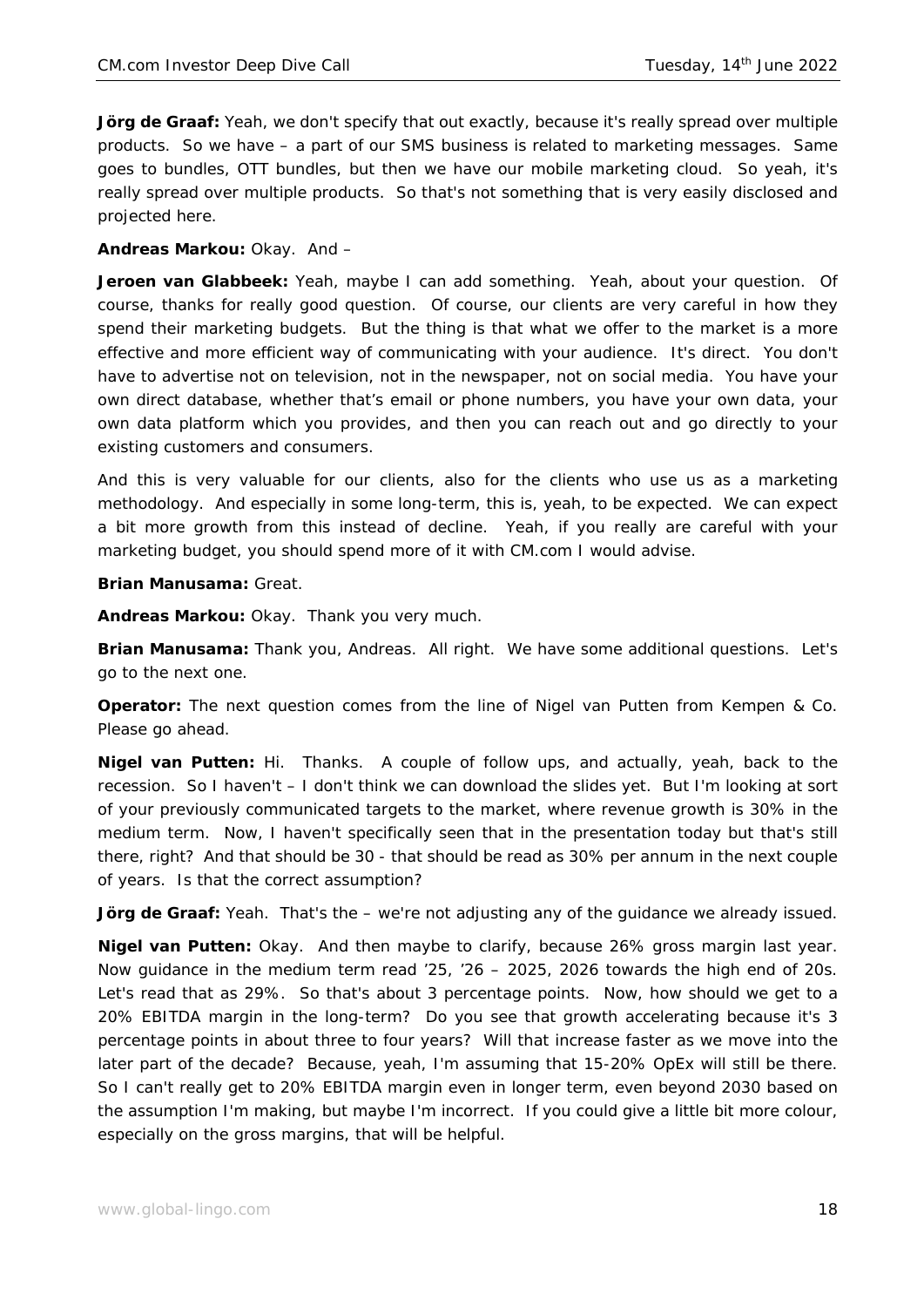**Jörg de Graaf:** Yeah, we don't specify that out exactly, because it's really spread over multiple products. So we have – a part of our SMS business is related to marketing messages. Same goes to bundles, OTT bundles, but then we have our mobile marketing cloud. So yeah, it's really spread over multiple products. So that's not something that is very easily disclosed and projected here.

**Andreas Markou:** Okay. And –

**Jeroen van Glabbeek:** Yeah, maybe I can add something. Yeah, about your question. Of course, thanks for really good question. Of course, our clients are very careful in how they spend their marketing budgets. But the thing is that what we offer to the market is a more effective and more efficient way of communicating with your audience. It's direct. You don't have to advertise not on television, not in the newspaper, not on social media. You have your own direct database, whether that's email or phone numbers, you have your own data, your own data platform which you provides, and then you can reach out and go directly to your existing customers and consumers.

And this is very valuable for our clients, also for the clients who use us as a marketing methodology. And especially in some long-term, this is, yeah, to be expected. We can expect a bit more growth from this instead of decline. Yeah, if you really are careful with your marketing budget, you should spend more of it with CM.com I would advise.

**Brian Manusama:** Great.

**Andreas Markou:** Okay. Thank you very much.

**Brian Manusama:** Thank you, Andreas. All right. We have some additional questions. Let's go to the next one.

**Operator:** The next question comes from the line of Nigel van Putten from Kempen & Co. Please go ahead.

**Nigel van Putten:** Hi. Thanks. A couple of follow ups, and actually, yeah, back to the recession. So I haven't – I don't think we can download the slides yet. But I'm looking at sort of your previously communicated targets to the market, where revenue growth is 30% in the medium term. Now, I haven't specifically seen that in the presentation today but that's still there, right? And that should be 30 - that should be read as 30% per annum in the next couple of years. Is that the correct assumption?

**Jörg de Graaf:** Yeah. That's the – we're not adjusting any of the guidance we already issued.

**Nigel van Putten:** Okay. And then maybe to clarify, because 26% gross margin last year. Now guidance in the medium term read '25, '26 – 2025, 2026 towards the high end of 20s. Let's read that as 29%. So that's about 3 percentage points. Now, how should we get to a 20% EBITDA margin in the long-term? Do you see that growth accelerating because it's 3 percentage points in about three to four years? Will that increase faster as we move into the later part of the decade? Because, yeah, I'm assuming that 15-20% OpEx will still be there. So I can't really get to 20% EBITDA margin even in longer term, even beyond 2030 based on the assumption I'm making, but maybe I'm incorrect. If you could give a little bit more colour, especially on the gross margins, that will be helpful.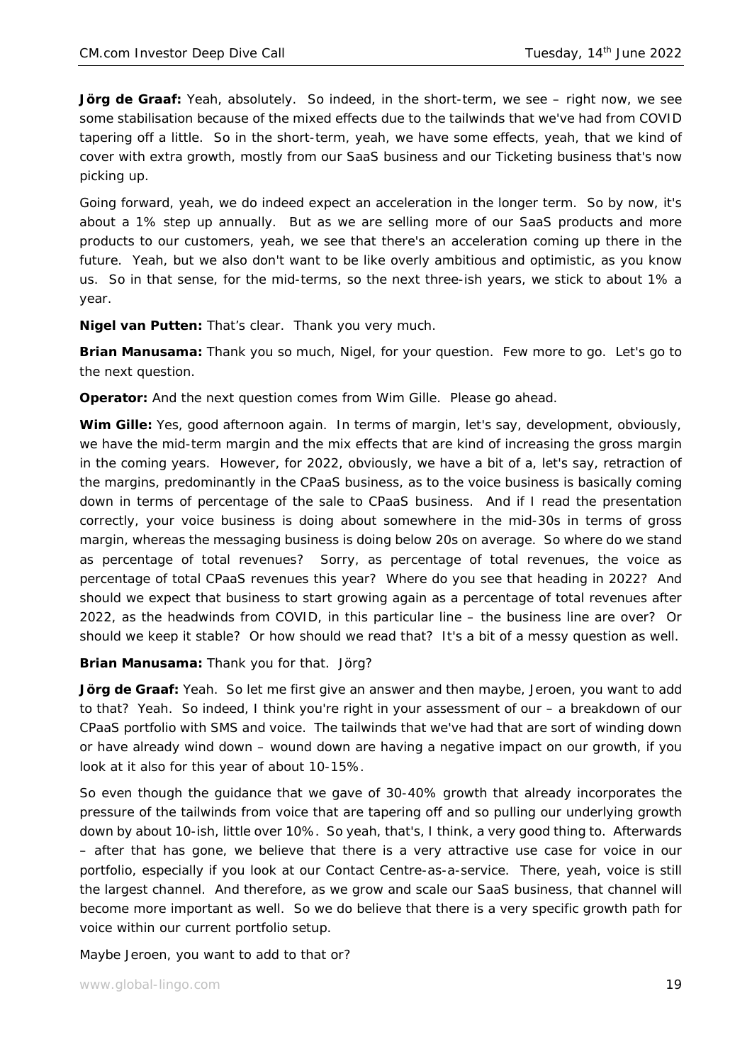**Jörg de Graaf:** Yeah, absolutely. So indeed, in the short-term, we see – right now, we see some stabilisation because of the mixed effects due to the tailwinds that we've had from COVID tapering off a little. So in the short-term, yeah, we have some effects, yeah, that we kind of cover with extra growth, mostly from our SaaS business and our Ticketing business that's now picking up.

Going forward, yeah, we do indeed expect an acceleration in the longer term. So by now, it's about a 1% step up annually. But as we are selling more of our SaaS products and more products to our customers, yeah, we see that there's an acceleration coming up there in the future. Yeah, but we also don't want to be like overly ambitious and optimistic, as you know us. So in that sense, for the mid-terms, so the next three-ish years, we stick to about 1% a year.

**Nigel van Putten:** That's clear. Thank you very much.

**Brian Manusama:** Thank you so much, Nigel, for your question. Few more to go. Let's go to the next question.

**Operator:** And the next question comes from Wim Gille. Please go ahead.

**Wim Gille:** Yes, good afternoon again. In terms of margin, let's say, development, obviously, we have the mid-term margin and the mix effects that are kind of increasing the gross margin in the coming years. However, for 2022, obviously, we have a bit of a, let's say, retraction of the margins, predominantly in the CPaaS business, as to the voice business is basically coming down in terms of percentage of the sale to CPaaS business. And if I read the presentation correctly, your voice business is doing about somewhere in the mid-30s in terms of gross margin, whereas the messaging business is doing below 20s on average. So where do we stand as percentage of total revenues? Sorry, as percentage of total revenues, the voice as percentage of total CPaaS revenues this year? Where do you see that heading in 2022? And should we expect that business to start growing again as a percentage of total revenues after 2022, as the headwinds from COVID, in this particular line – the business line are over? Or should we keep it stable? Or how should we read that? It's a bit of a messy question as well.

**Brian Manusama:** Thank you for that. Jörg?

**Jörg de Graaf:** Yeah. So let me first give an answer and then maybe, Jeroen, you want to add to that? Yeah. So indeed, I think you're right in your assessment of our – a breakdown of our CPaaS portfolio with SMS and voice. The tailwinds that we've had that are sort of winding down or have already wind down – wound down are having a negative impact on our growth, if you look at it also for this year of about 10-15%.

So even though the guidance that we gave of 30-40% growth that already incorporates the pressure of the tailwinds from voice that are tapering off and so pulling our underlying growth down by about 10-ish, little over 10%. So yeah, that's, I think, a very good thing to. Afterwards – after that has gone, we believe that there is a very attractive use case for voice in our portfolio, especially if you look at our Contact Centre-as-a-service. There, yeah, voice is still the largest channel. And therefore, as we grow and scale our SaaS business, that channel will become more important as well. So we do believe that there is a very specific growth path for voice within our current portfolio setup.

Maybe Jeroen, you want to add to that or?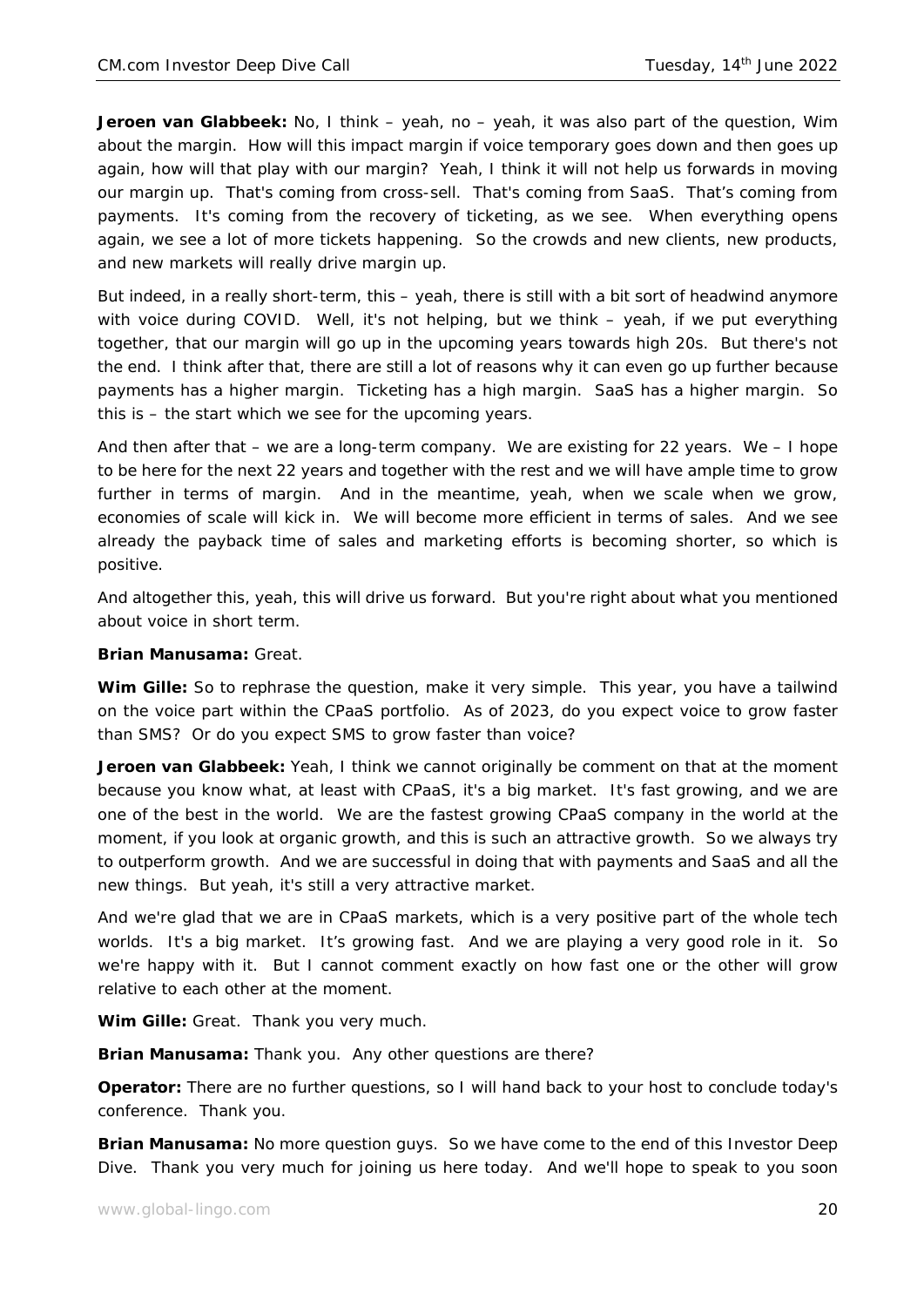**Jeroen van Glabbeek:** No, I think – yeah, no – yeah, it was also part of the question, Wim about the margin. How will this impact margin if voice temporary goes down and then goes up again, how will that play with our margin? Yeah, I think it will not help us forwards in moving our margin up. That's coming from cross-sell. That's coming from SaaS. That's coming from payments. It's coming from the recovery of ticketing, as we see. When everything opens again, we see a lot of more tickets happening. So the crowds and new clients, new products, and new markets will really drive margin up.

But indeed, in a really short-term, this – yeah, there is still with a bit sort of headwind anymore with voice during COVID. Well, it's not helping, but we think – yeah, if we put everything together, that our margin will go up in the upcoming years towards high 20s. But there's not the end. I think after that, there are still a lot of reasons why it can even go up further because payments has a higher margin. Ticketing has a high margin. SaaS has a higher margin. So this is – the start which we see for the upcoming years.

And then after that – we are a long-term company. We are existing for 22 years. We – I hope to be here for the next 22 years and together with the rest and we will have ample time to grow further in terms of margin. And in the meantime, yeah, when we scale when we grow, economies of scale will kick in. We will become more efficient in terms of sales. And we see already the payback time of sales and marketing efforts is becoming shorter, so which is positive.

And altogether this, yeah, this will drive us forward. But you're right about what you mentioned about voice in short term.

**Brian Manusama:** Great.

**Wim Gille:** So to rephrase the question, make it very simple. This year, you have a tailwind on the voice part within the CPaaS portfolio. As of 2023, do you expect voice to grow faster than SMS? Or do you expect SMS to grow faster than voice?

**Jeroen van Glabbeek:** Yeah, I think we cannot originally be comment on that at the moment because you know what, at least with CPaaS, it's a big market. It's fast growing, and we are one of the best in the world. We are the fastest growing CPaaS company in the world at the moment, if you look at organic growth, and this is such an attractive growth. So we always try to outperform growth. And we are successful in doing that with payments and SaaS and all the new things. But yeah, it's still a very attractive market.

And we're glad that we are in CPaaS markets, which is a very positive part of the whole tech worlds. It's a big market. It's growing fast. And we are playing a very good role in it. So we're happy with it. But I cannot comment exactly on how fast one or the other will grow relative to each other at the moment.

**Wim Gille:** Great. Thank you very much.

**Brian Manusama:** Thank you. Any other questions are there?

**Operator:** There are no further questions, so I will hand back to your host to conclude today's conference. Thank you.

**Brian Manusama:** No more question guys. So we have come to the end of this Investor Deep Dive. Thank you very much for joining us here today. And we'll hope to speak to you soon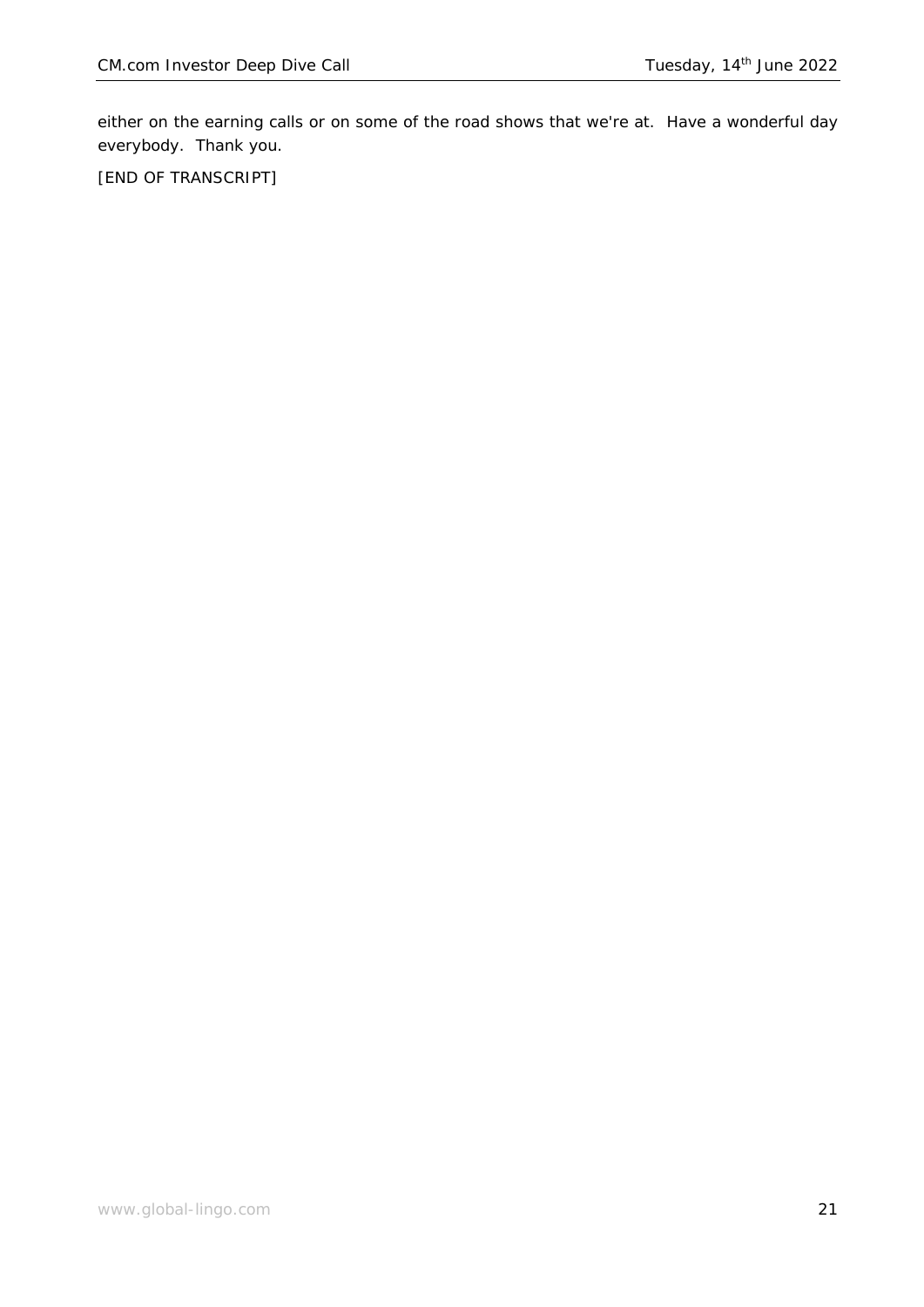either on the earning calls or on some of the road shows that we're at. Have a wonderful day everybody. Thank you.

[END OF TRANSCRIPT]